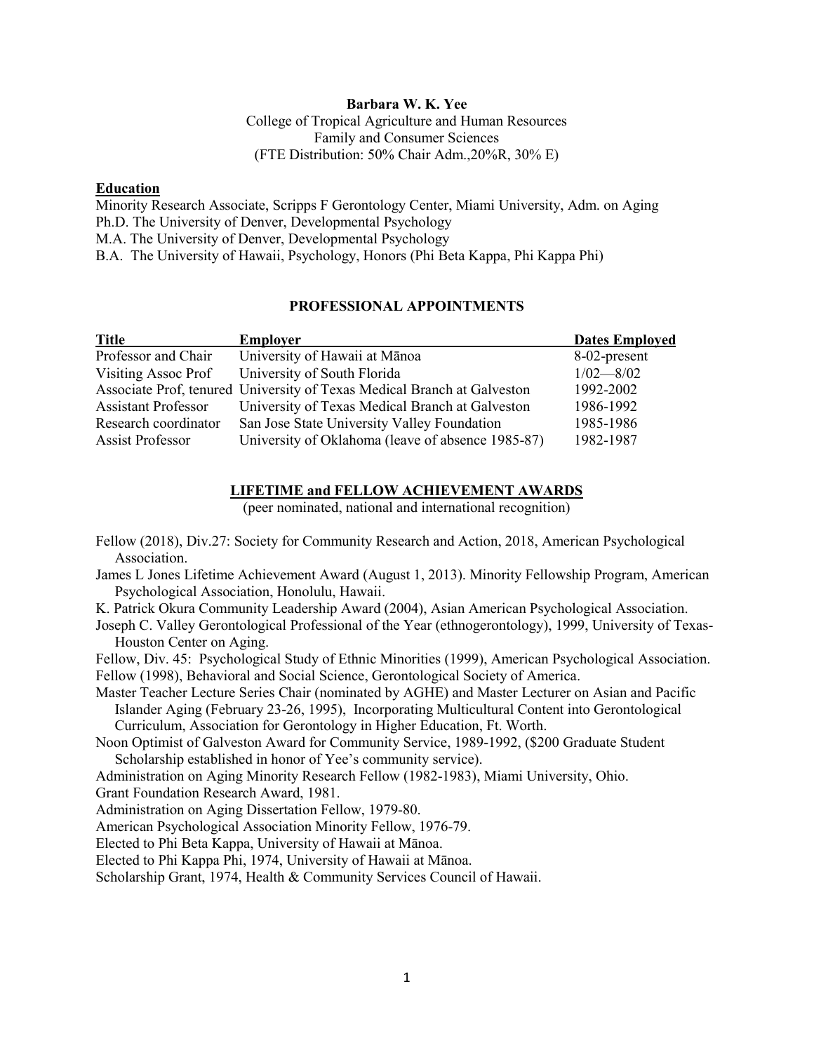**Barbara W. K. Yee**

College of Tropical Agriculture and Human Resources
Family and Consumer Sciences
(FTE Distribution: 50% Chair Adm.,20%R, 30% E)

## Education

Minority Research Associate, Scripps F Gerontology Center, Miami University, Adm. on Aging
Ph.D. The University of Denver, Developmental Psychology
M.A. The University of Denver, Developmental Psychology
B.A. The University of Hawaii, Psychology, Honors (Phi Beta Kappa, Phi Kappa Phi)

## PROFESSIONAL APPOINTMENTS

| Title | Employer | Dates Employed |
|---|---|---|
| Professor and Chair | University of Hawaii at Mānoa | 8-02-present |
| Visiting Assoc Prof | University of South Florida | 1/02—8/02 |
| Associate Prof, tenured | University of Texas Medical Branch at Galveston | 1992-2002 |
| Assistant Professor | University of Texas Medical Branch at Galveston | 1986-1992 |
| Research coordinator | San Jose State University Valley Foundation | 1985-1986 |
| Assist Professor | University of Oklahoma (leave of absence 1985-87) | 1982-1987 |

## LIFETIME and FELLOW ACHIEVEMENT AWARDS

(peer nominated, national and international recognition)

Fellow (2018), Div.27: Society for Community Research and Action, 2018, American Psychological Association.

James L Jones Lifetime Achievement Award (August 1, 2013). Minority Fellowship Program, American Psychological Association, Honolulu, Hawaii.

K. Patrick Okura Community Leadership Award (2004), Asian American Psychological Association.

Joseph C. Valley Gerontological Professional of the Year (ethnogerontology), 1999, University of Texas-Houston Center on Aging.

Fellow, Div. 45: Psychological Study of Ethnic Minorities (1999), American Psychological Association.

Fellow (1998), Behavioral and Social Science, Gerontological Society of America.

Master Teacher Lecture Series Chair (nominated by AGHE) and Master Lecturer on Asian and Pacific Islander Aging (February 23-26, 1995), Incorporating Multicultural Content into Gerontological Curriculum, Association for Gerontology in Higher Education, Ft. Worth.

Noon Optimist of Galveston Award for Community Service, 1989-1992, ($200 Graduate Student Scholarship established in honor of Yee's community service).

Administration on Aging Minority Research Fellow (1982-1983), Miami University, Ohio.

Grant Foundation Research Award, 1981.

Administration on Aging Dissertation Fellow, 1979-80.

American Psychological Association Minority Fellow, 1976-79.

Elected to Phi Beta Kappa, University of Hawaii at Mānoa.

Elected to Phi Kappa Phi, 1974, University of Hawaii at Mānoa.

Scholarship Grant, 1974, Health & Community Services Council of Hawaii.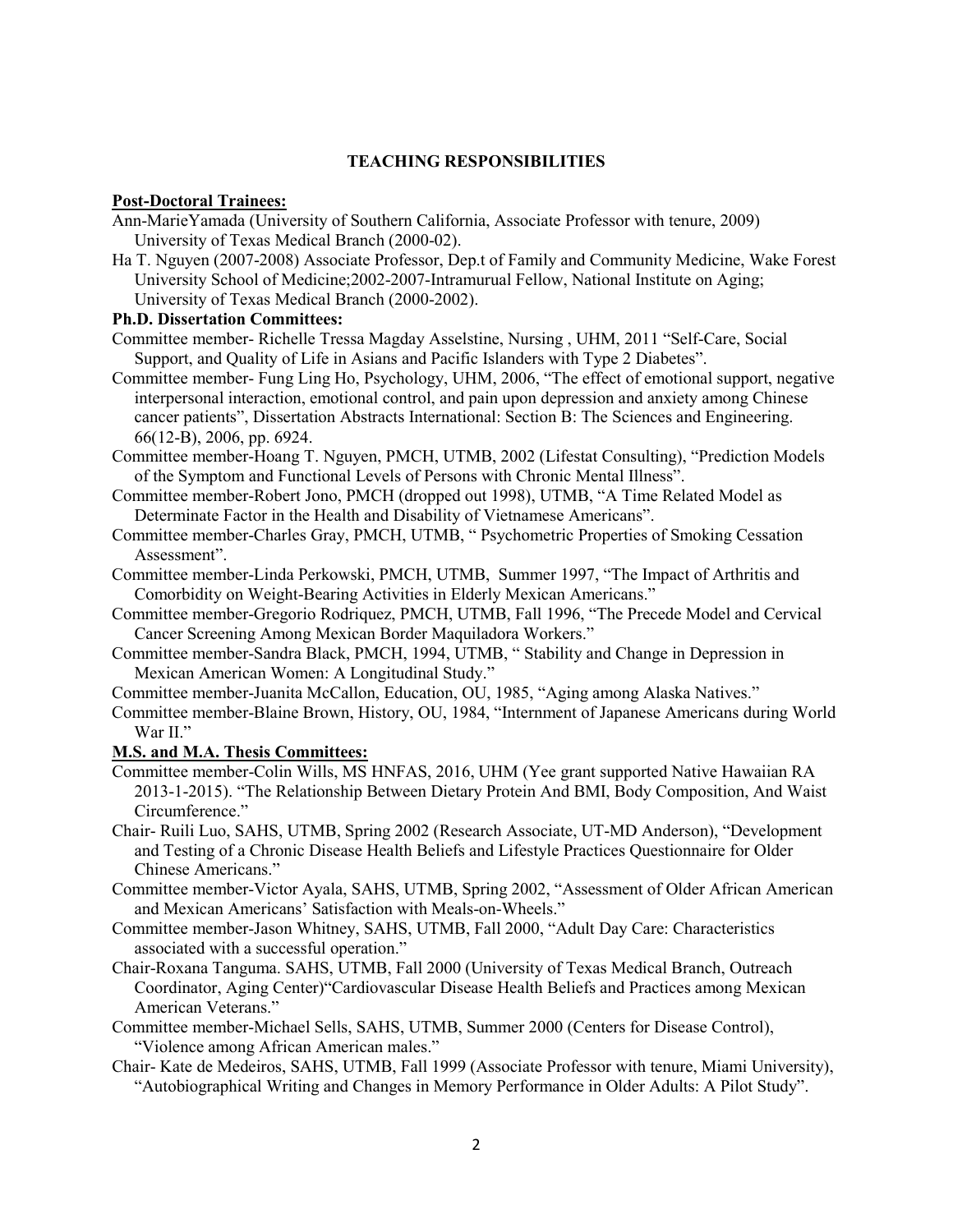## TEACHING RESPONSIBILITIES

**Post-Doctoral Trainees:**

Ann-MarieYamada (University of Southern California, Associate Professor with tenure, 2009) University of Texas Medical Branch (2000-02).

Ha T. Nguyen (2007-2008) Associate Professor, Dep.t of Family and Community Medicine, Wake Forest University School of Medicine;2002-2007-Intramurual Fellow, National Institute on Aging; University of Texas Medical Branch (2000-2002).

**Ph.D. Dissertation Committees:**

Committee member- Richelle Tressa Magday Asselstine, Nursing , UHM, 2011 "Self-Care, Social Support, and Quality of Life in Asians and Pacific Islanders with Type 2 Diabetes".

Committee member- Fung Ling Ho, Psychology, UHM, 2006, "The effect of emotional support, negative interpersonal interaction, emotional control, and pain upon depression and anxiety among Chinese cancer patients", Dissertation Abstracts International: Section B: The Sciences and Engineering. 66(12-B), 2006, pp. 6924.

Committee member-Hoang T. Nguyen, PMCH, UTMB, 2002 (Lifestat Consulting), "Prediction Models of the Symptom and Functional Levels of Persons with Chronic Mental Illness".

Committee member-Robert Jono, PMCH (dropped out 1998), UTMB, "A Time Related Model as Determinate Factor in the Health and Disability of Vietnamese Americans".

Committee member-Charles Gray, PMCH, UTMB, " Psychometric Properties of Smoking Cessation Assessment".

Committee member-Linda Perkowski, PMCH, UTMB, Summer 1997, "The Impact of Arthritis and Comorbidity on Weight-Bearing Activities in Elderly Mexican Americans."

Committee member-Gregorio Rodriquez, PMCH, UTMB, Fall 1996, "The Precede Model and Cervical Cancer Screening Among Mexican Border Maquiladora Workers."

Committee member-Sandra Black, PMCH, 1994, UTMB, " Stability and Change in Depression in Mexican American Women: A Longitudinal Study."

Committee member-Juanita McCallon, Education, OU, 1985, "Aging among Alaska Natives."

Committee member-Blaine Brown, History, OU, 1984, "Internment of Japanese Americans during World War II."

**M.S. and M.A. Thesis Committees:**

Committee member-Colin Wills, MS HNFAS, 2016, UHM (Yee grant supported Native Hawaiian RA 2013-1-2015). "The Relationship Between Dietary Protein And BMI, Body Composition, And Waist Circumference."

Chair- Ruili Luo, SAHS, UTMB, Spring 2002 (Research Associate, UT-MD Anderson), "Development and Testing of a Chronic Disease Health Beliefs and Lifestyle Practices Questionnaire for Older Chinese Americans."

Committee member-Victor Ayala, SAHS, UTMB, Spring 2002, "Assessment of Older African American and Mexican Americans' Satisfaction with Meals-on-Wheels."

Committee member-Jason Whitney, SAHS, UTMB, Fall 2000, "Adult Day Care: Characteristics associated with a successful operation."

Chair-Roxana Tanguma. SAHS, UTMB, Fall 2000 (University of Texas Medical Branch, Outreach Coordinator, Aging Center)"Cardiovascular Disease Health Beliefs and Practices among Mexican American Veterans."

Committee member-Michael Sells, SAHS, UTMB, Summer 2000 (Centers for Disease Control), "Violence among African American males."

Chair- Kate de Medeiros, SAHS, UTMB, Fall 1999 (Associate Professor with tenure, Miami University), "Autobiographical Writing and Changes in Memory Performance in Older Adults: A Pilot Study".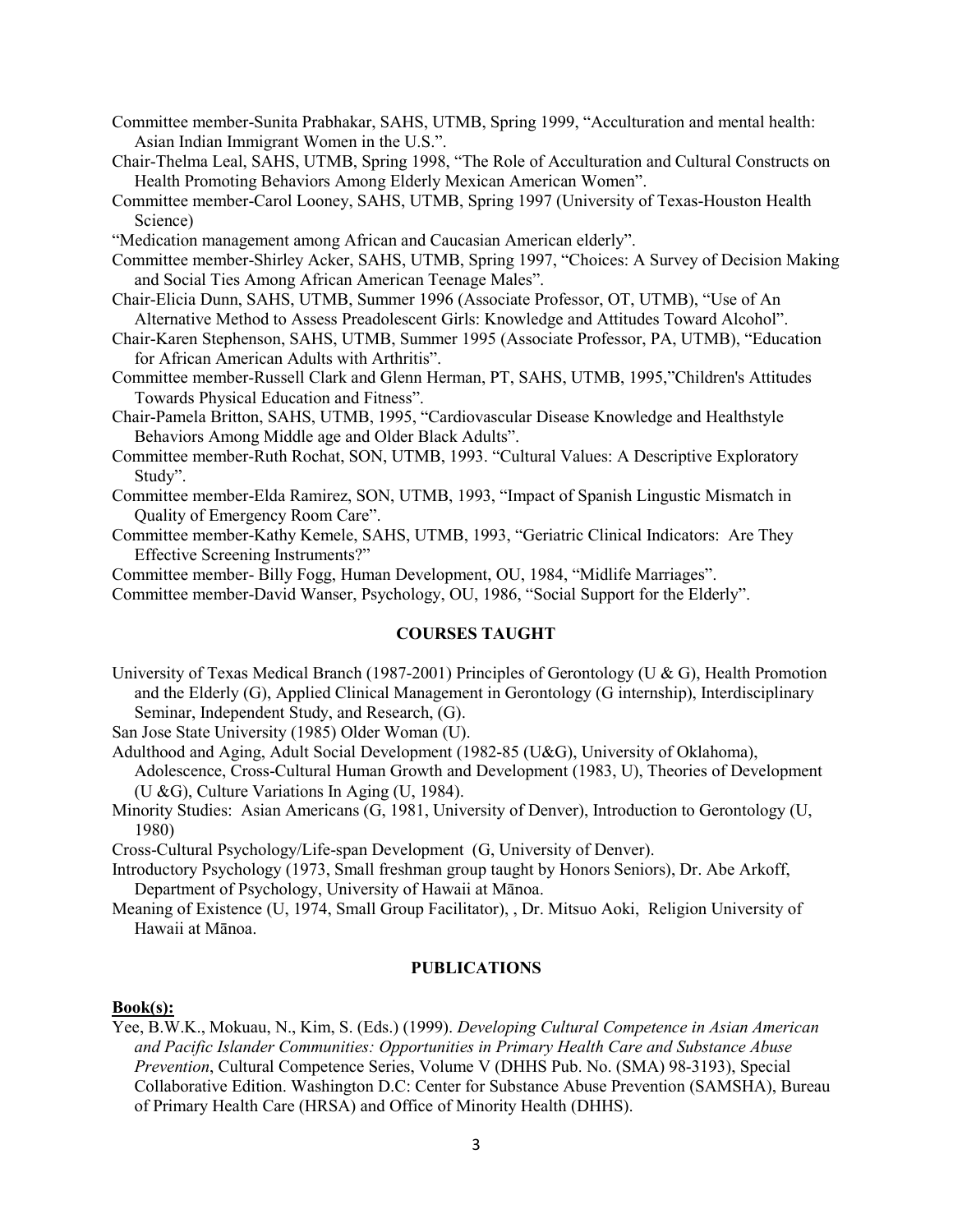Committee member-Sunita Prabhakar, SAHS, UTMB, Spring 1999, "Acculturation and mental health: Asian Indian Immigrant Women in the U.S.".

Chair-Thelma Leal, SAHS, UTMB, Spring 1998, "The Role of Acculturation and Cultural Constructs on Health Promoting Behaviors Among Elderly Mexican American Women".

Committee member-Carol Looney, SAHS, UTMB, Spring 1997 (University of Texas-Houston Health Science)

"Medication management among African and Caucasian American elderly".

Committee member-Shirley Acker, SAHS, UTMB, Spring 1997, "Choices: A Survey of Decision Making and Social Ties Among African American Teenage Males".

Chair-Elicia Dunn, SAHS, UTMB, Summer 1996 (Associate Professor, OT, UTMB), "Use of An Alternative Method to Assess Preadolescent Girls: Knowledge and Attitudes Toward Alcohol".

Chair-Karen Stephenson, SAHS, UTMB, Summer 1995 (Associate Professor, PA, UTMB), "Education for African American Adults with Arthritis".

Committee member-Russell Clark and Glenn Herman, PT, SAHS, UTMB, 1995,"Children's Attitudes Towards Physical Education and Fitness".

Chair-Pamela Britton, SAHS, UTMB, 1995, "Cardiovascular Disease Knowledge and Healthstyle Behaviors Among Middle age and Older Black Adults".

Committee member-Ruth Rochat, SON, UTMB, 1993. "Cultural Values: A Descriptive Exploratory Study".

Committee member-Elda Ramirez, SON, UTMB, 1993, "Impact of Spanish Lingustic Mismatch in Quality of Emergency Room Care".

Committee member-Kathy Kemele, SAHS, UTMB, 1993, "Geriatric Clinical Indicators: Are They Effective Screening Instruments?"

Committee member- Billy Fogg, Human Development, OU, 1984, "Midlife Marriages".

Committee member-David Wanser, Psychology, OU, 1986, "Social Support for the Elderly".

## COURSES TAUGHT

University of Texas Medical Branch (1987-2001) Principles of Gerontology (U & G), Health Promotion and the Elderly (G), Applied Clinical Management in Gerontology (G internship), Interdisciplinary Seminar, Independent Study, and Research, (G).

San Jose State University (1985) Older Woman (U).

Adulthood and Aging, Adult Social Development (1982-85 (U&G), University of Oklahoma), Adolescence, Cross-Cultural Human Growth and Development (1983, U), Theories of Development (U &G), Culture Variations In Aging (U, 1984).

Minority Studies: Asian Americans (G, 1981, University of Denver), Introduction to Gerontology (U, 1980)

Cross-Cultural Psychology/Life-span Development (G, University of Denver).

Introductory Psychology (1973, Small freshman group taught by Honors Seniors), Dr. Abe Arkoff, Department of Psychology, University of Hawaii at Mānoa.

Meaning of Existence (U, 1974, Small Group Facilitator), , Dr. Mitsuo Aoki, Religion University of Hawaii at Mānoa.

## PUBLICATIONS

**Book(s):**

Yee, B.W.K., Mokuau, N., Kim, S. (Eds.) (1999). *Developing Cultural Competence in Asian American and Pacific Islander Communities: Opportunities in Primary Health Care and Substance Abuse Prevention*, Cultural Competence Series, Volume V (DHHS Pub. No. (SMA) 98-3193), Special Collaborative Edition. Washington D.C: Center for Substance Abuse Prevention (SAMSHA), Bureau of Primary Health Care (HRSA) and Office of Minority Health (DHHS).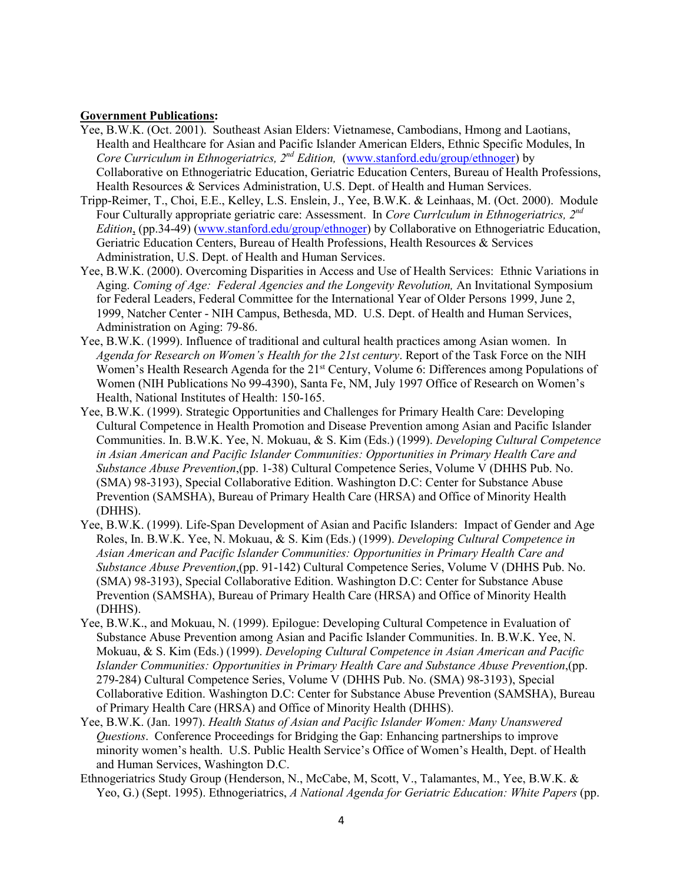**Government Publications:**

Yee, B.W.K. (Oct. 2001). Southeast Asian Elders: Vietnamese, Cambodians, Hmong and Laotians, Health and Healthcare for Asian and Pacific Islander American Elders, Ethnic Specific Modules, In *Core Curriculum in Ethnogeriatrics, 2nd Edition,* (www.stanford.edu/group/ethnoger) by Collaborative on Ethnogeriatric Education, Geriatric Education Centers, Bureau of Health Professions, Health Resources & Services Administration, U.S. Dept. of Health and Human Services.

Tripp-Reimer, T., Choi, E.E., Kelley, L.S. Enslein, J., Yee, B.W.K. & Leinhaas, M. (Oct. 2000). Module Four Culturally appropriate geriatric care: Assessment. In *Core Currlculum in Ethnogeriatrics, 2nd Edition*, (pp.34-49) (www.stanford.edu/group/ethnoger) by Collaborative on Ethnogeriatric Education, Geriatric Education Centers, Bureau of Health Professions, Health Resources & Services Administration, U.S. Dept. of Health and Human Services.

Yee, B.W.K. (2000). Overcoming Disparities in Access and Use of Health Services: Ethnic Variations in Aging. *Coming of Age: Federal Agencies and the Longevity Revolution,* An Invitational Symposium for Federal Leaders, Federal Committee for the International Year of Older Persons 1999, June 2, 1999, Natcher Center - NIH Campus, Bethesda, MD. U.S. Dept. of Health and Human Services, Administration on Aging: 79-86.

Yee, B.W.K. (1999). Influence of traditional and cultural health practices among Asian women. In *Agenda for Research on Women's Health for the 21st century*. Report of the Task Force on the NIH Women's Health Research Agenda for the 21st Century, Volume 6: Differences among Populations of Women (NIH Publications No 99-4390), Santa Fe, NM, July 1997 Office of Research on Women's Health, National Institutes of Health: 150-165.

Yee, B.W.K. (1999). Strategic Opportunities and Challenges for Primary Health Care: Developing Cultural Competence in Health Promotion and Disease Prevention among Asian and Pacific Islander Communities. In. B.W.K. Yee, N. Mokuau, & S. Kim (Eds.) (1999). *Developing Cultural Competence in Asian American and Pacific Islander Communities: Opportunities in Primary Health Care and Substance Abuse Prevention*,(pp. 1-38) Cultural Competence Series, Volume V (DHHS Pub. No. (SMA) 98-3193), Special Collaborative Edition. Washington D.C: Center for Substance Abuse Prevention (SAMSHA), Bureau of Primary Health Care (HRSA) and Office of Minority Health (DHHS).

Yee, B.W.K. (1999). Life-Span Development of Asian and Pacific Islanders: Impact of Gender and Age Roles, In. B.W.K. Yee, N. Mokuau, & S. Kim (Eds.) (1999). *Developing Cultural Competence in Asian American and Pacific Islander Communities: Opportunities in Primary Health Care and Substance Abuse Prevention*,(pp. 91-142) Cultural Competence Series, Volume V (DHHS Pub. No. (SMA) 98-3193), Special Collaborative Edition. Washington D.C: Center for Substance Abuse Prevention (SAMSHA), Bureau of Primary Health Care (HRSA) and Office of Minority Health (DHHS).

Yee, B.W.K., and Mokuau, N. (1999). Epilogue: Developing Cultural Competence in Evaluation of Substance Abuse Prevention among Asian and Pacific Islander Communities. In. B.W.K. Yee, N. Mokuau, & S. Kim (Eds.) (1999). *Developing Cultural Competence in Asian American and Pacific Islander Communities: Opportunities in Primary Health Care and Substance Abuse Prevention*,(pp. 279-284) Cultural Competence Series, Volume V (DHHS Pub. No. (SMA) 98-3193), Special Collaborative Edition. Washington D.C: Center for Substance Abuse Prevention (SAMSHA), Bureau of Primary Health Care (HRSA) and Office of Minority Health (DHHS).

Yee, B.W.K. (Jan. 1997). *Health Status of Asian and Pacific Islander Women: Many Unanswered Questions*. Conference Proceedings for Bridging the Gap: Enhancing partnerships to improve minority women's health. U.S. Public Health Service's Office of Women's Health, Dept. of Health and Human Services, Washington D.C.

Ethnogeriatrics Study Group (Henderson, N., McCabe, M, Scott, V., Talamantes, M., Yee, B.W.K. & Yeo, G.) (Sept. 1995). Ethnogeriatrics, *A National Agenda for Geriatric Education: White Papers* (pp.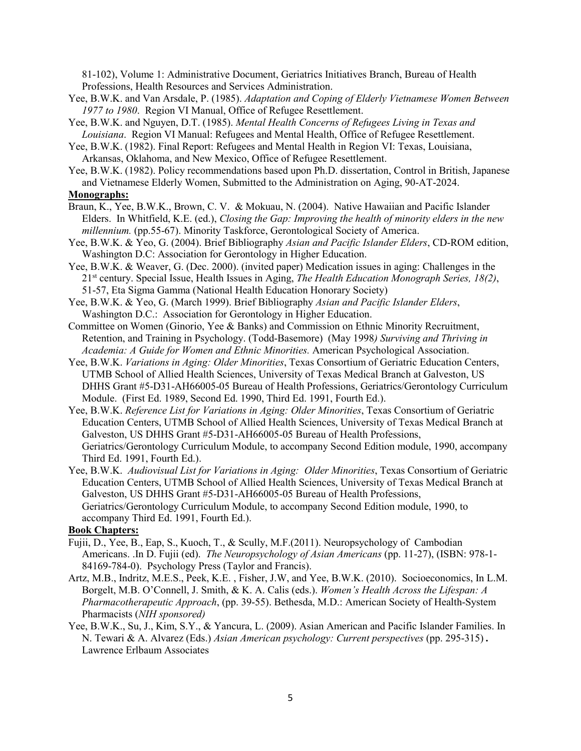81-102), Volume 1: Administrative Document, Geriatrics Initiatives Branch, Bureau of Health Professions, Health Resources and Services Administration.

Yee, B.W.K. and Van Arsdale, P. (1985). *Adaptation and Coping of Elderly Vietnamese Women Between 1977 to 1980*. Region VI Manual, Office of Refugee Resettlement.

Yee, B.W.K. and Nguyen, D.T. (1985). *Mental Health Concerns of Refugees Living in Texas and Louisiana*. Region VI Manual: Refugees and Mental Health, Office of Refugee Resettlement.

Yee, B.W.K. (1982). Final Report: Refugees and Mental Health in Region VI: Texas, Louisiana, Arkansas, Oklahoma, and New Mexico, Office of Refugee Resettlement.

Yee, B.W.K. (1982). Policy recommendations based upon Ph.D. dissertation, Control in British, Japanese and Vietnamese Elderly Women, Submitted to the Administration on Aging, 90-AT-2024.

**Monographs:**

Braun, K., Yee, B.W.K., Brown, C. V. & Mokuau, N. (2004). Native Hawaiian and Pacific Islander Elders. In Whitfield, K.E. (ed.), *Closing the Gap: Improving the health of minority elders in the new millennium.* (pp.55-67). Minority Taskforce, Gerontological Society of America.

Yee, B.W.K. & Yeo, G. (2004). Brief Bibliography *Asian and Pacific Islander Elders*, CD-ROM edition, Washington D.C: Association for Gerontology in Higher Education.

Yee, B.W.K. & Weaver, G. (Dec. 2000). (invited paper) Medication issues in aging: Challenges in the 21st century. Special Issue, Health Issues in Aging, *The Health Education Monograph Series, 18(2)*, 51-57, Eta Sigma Gamma (National Health Education Honorary Society)

Yee, B.W.K. & Yeo, G. (March 1999). Brief Bibliography *Asian and Pacific Islander Elders*, Washington D.C.: Association for Gerontology in Higher Education.

Committee on Women (Ginorio, Yee & Banks) and Commission on Ethnic Minority Recruitment, Retention, and Training in Psychology. (Todd-Basemore) (May 1998*) Surviving and Thriving in Academia: A Guide for Women and Ethnic Minorities.* American Psychological Association.

Yee, B.W.K. *Variations in Aging: Older Minorities*, Texas Consortium of Geriatric Education Centers, UTMB School of Allied Health Sciences, University of Texas Medical Branch at Galveston, US DHHS Grant #5-D31-AH66005-05 Bureau of Health Professions, Geriatrics/Gerontology Curriculum Module. (First Ed. 1989, Second Ed. 1990, Third Ed. 1991, Fourth Ed.).

Yee, B.W.K. *Reference List for Variations in Aging: Older Minorities*, Texas Consortium of Geriatric Education Centers, UTMB School of Allied Health Sciences, University of Texas Medical Branch at Galveston, US DHHS Grant #5-D31-AH66005-05 Bureau of Health Professions, Geriatrics/Gerontology Curriculum Module, to accompany Second Edition module, 1990, accompany Third Ed. 1991, Fourth Ed.).

Yee, B.W.K. *Audiovisual List for Variations in Aging: Older Minorities*, Texas Consortium of Geriatric Education Centers, UTMB School of Allied Health Sciences, University of Texas Medical Branch at Galveston, US DHHS Grant #5-D31-AH66005-05 Bureau of Health Professions, Geriatrics/Gerontology Curriculum Module, to accompany Second Edition module, 1990, to accompany Third Ed. 1991, Fourth Ed.).

**Book Chapters:**

Fujii, D., Yee, B., Eap, S., Kuoch, T., & Scully, M.F.(2011). Neuropsychology of Cambodian Americans. .In D. Fujii (ed). *The Neuropsychology of Asian Americans* (pp. 11-27), (ISBN: 978-1-84169-784-0). Psychology Press (Taylor and Francis).

Artz, M.B., Indritz, M.E.S., Peek, K.E. , Fisher, J.W, and Yee, B.W.K. (2010). Socioeconomics, In L.M. Borgelt, M.B. O'Connell, J. Smith, & K. A. Calis (eds.). *Women's Health Across the Lifespan: A Pharmacotherapeutic Approach*, (pp. 39-55). Bethesda, M.D.: American Society of Health-System Pharmacists (*NIH sponsored)*

Yee, B.W.K., Su, J., Kim, S.Y., & Yancura, L. (2009). Asian American and Pacific Islander Families. In N. Tewari & A. Alvarez (Eds.) *Asian American psychology: Current perspectives* (pp. 295-315). Lawrence Erlbaum Associates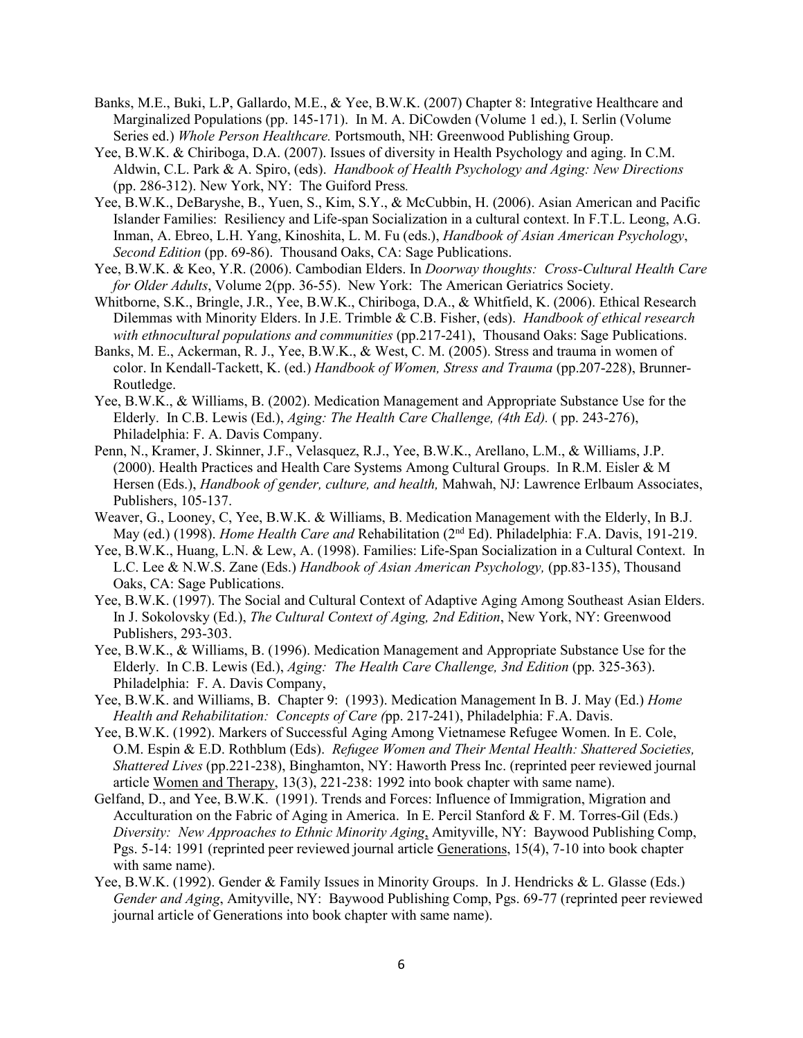Banks, M.E., Buki, L.P, Gallardo, M.E., & Yee, B.W.K. (2007) Chapter 8: Integrative Healthcare and Marginalized Populations (pp. 145-171). In M. A. DiCowden (Volume 1 ed.), I. Serlin (Volume Series ed.) *Whole Person Healthcare.* Portsmouth, NH: Greenwood Publishing Group.

Yee, B.W.K. & Chiriboga, D.A. (2007). Issues of diversity in Health Psychology and aging. In C.M. Aldwin, C.L. Park & A. Spiro, (eds). *Handbook of Health Psychology and Aging: New Directions* (pp. 286-312). New York, NY: The Guiford Press.

Yee, B.W.K., DeBaryshe, B., Yuen, S., Kim, S.Y., & McCubbin, H. (2006). Asian American and Pacific Islander Families: Resiliency and Life-span Socialization in a cultural context. In F.T.L. Leong, A.G. Inman, A. Ebreo, L.H. Yang, Kinoshita, L. M. Fu (eds.), *Handbook of Asian American Psychology*, *Second Edition* (pp. 69-86). Thousand Oaks, CA: Sage Publications.

Yee, B.W.K. & Keo, Y.R. (2006). Cambodian Elders. In *Doorway thoughts: Cross-Cultural Health Care for Older Adults*, Volume 2(pp. 36-55). New York: The American Geriatrics Society.

Whitborne, S.K., Bringle, J.R., Yee, B.W.K., Chiriboga, D.A., & Whitfield, K. (2006). Ethical Research Dilemmas with Minority Elders. In J.E. Trimble & C.B. Fisher, (eds). *Handbook of ethical research with ethnocultural populations and communities* (pp.217-241), Thousand Oaks: Sage Publications.

Banks, M. E., Ackerman, R. J., Yee, B.W.K., & West, C. M. (2005). Stress and trauma in women of color. In Kendall-Tackett, K. (ed.) *Handbook of Women, Stress and Trauma* (pp.207-228), Brunner-Routledge.

Yee, B.W.K., & Williams, B. (2002). Medication Management and Appropriate Substance Use for the Elderly. In C.B. Lewis (Ed.), *Aging: The Health Care Challenge, (4th Ed).* ( pp. 243-276), Philadelphia: F. A. Davis Company.

Penn, N., Kramer, J. Skinner, J.F., Velasquez, R.J., Yee, B.W.K., Arellano, L.M., & Williams, J.P. (2000). Health Practices and Health Care Systems Among Cultural Groups. In R.M. Eisler & M Hersen (Eds.), *Handbook of gender, culture, and health,* Mahwah, NJ: Lawrence Erlbaum Associates, Publishers, 105-137.

Weaver, G., Looney, C, Yee, B.W.K. & Williams, B. Medication Management with the Elderly, In B.J. May (ed.) (1998). *Home Health Care and* Rehabilitation (2nd Ed). Philadelphia: F.A. Davis, 191-219.

Yee, B.W.K., Huang, L.N. & Lew, A. (1998). Families: Life-Span Socialization in a Cultural Context. In L.C. Lee & N.W.S. Zane (Eds.) *Handbook of Asian American Psychology,* (pp.83-135), Thousand Oaks, CA: Sage Publications.

Yee, B.W.K. (1997). The Social and Cultural Context of Adaptive Aging Among Southeast Asian Elders. In J. Sokolovsky (Ed.), *The Cultural Context of Aging, 2nd Edition*, New York, NY: Greenwood Publishers, 293-303.

Yee, B.W.K., & Williams, B. (1996). Medication Management and Appropriate Substance Use for the Elderly. In C.B. Lewis (Ed.), *Aging: The Health Care Challenge, 3nd Edition* (pp. 325-363). Philadelphia: F. A. Davis Company,

Yee, B.W.K. and Williams, B. Chapter 9: (1993). Medication Management In B. J. May (Ed.) *Home Health and Rehabilitation: Concepts of Care (*pp. 217-241), Philadelphia: F.A. Davis.

Yee, B.W.K. (1992). Markers of Successful Aging Among Vietnamese Refugee Women. In E. Cole, O.M. Espin & E.D. Rothblum (Eds). *Refugee Women and Their Mental Health: Shattered Societies, Shattered Lives* (pp.221-238), Binghamton, NY: Haworth Press Inc. (reprinted peer reviewed journal article Women and Therapy, 13(3), 221-238: 1992 into book chapter with same name).

Gelfand, D., and Yee, B.W.K. (1991). Trends and Forces: Influence of Immigration, Migration and Acculturation on the Fabric of Aging in America. In E. Percil Stanford & F. M. Torres-Gil (Eds.) *Diversity: New Approaches to Ethnic Minority Aging*, Amityville, NY: Baywood Publishing Comp, Pgs. 5-14: 1991 (reprinted peer reviewed journal article Generations, 15(4), 7-10 into book chapter with same name).

Yee, B.W.K. (1992). Gender & Family Issues in Minority Groups. In J. Hendricks & L. Glasse (Eds.) *Gender and Aging*, Amityville, NY: Baywood Publishing Comp, Pgs. 69-77 (reprinted peer reviewed journal article of Generations into book chapter with same name).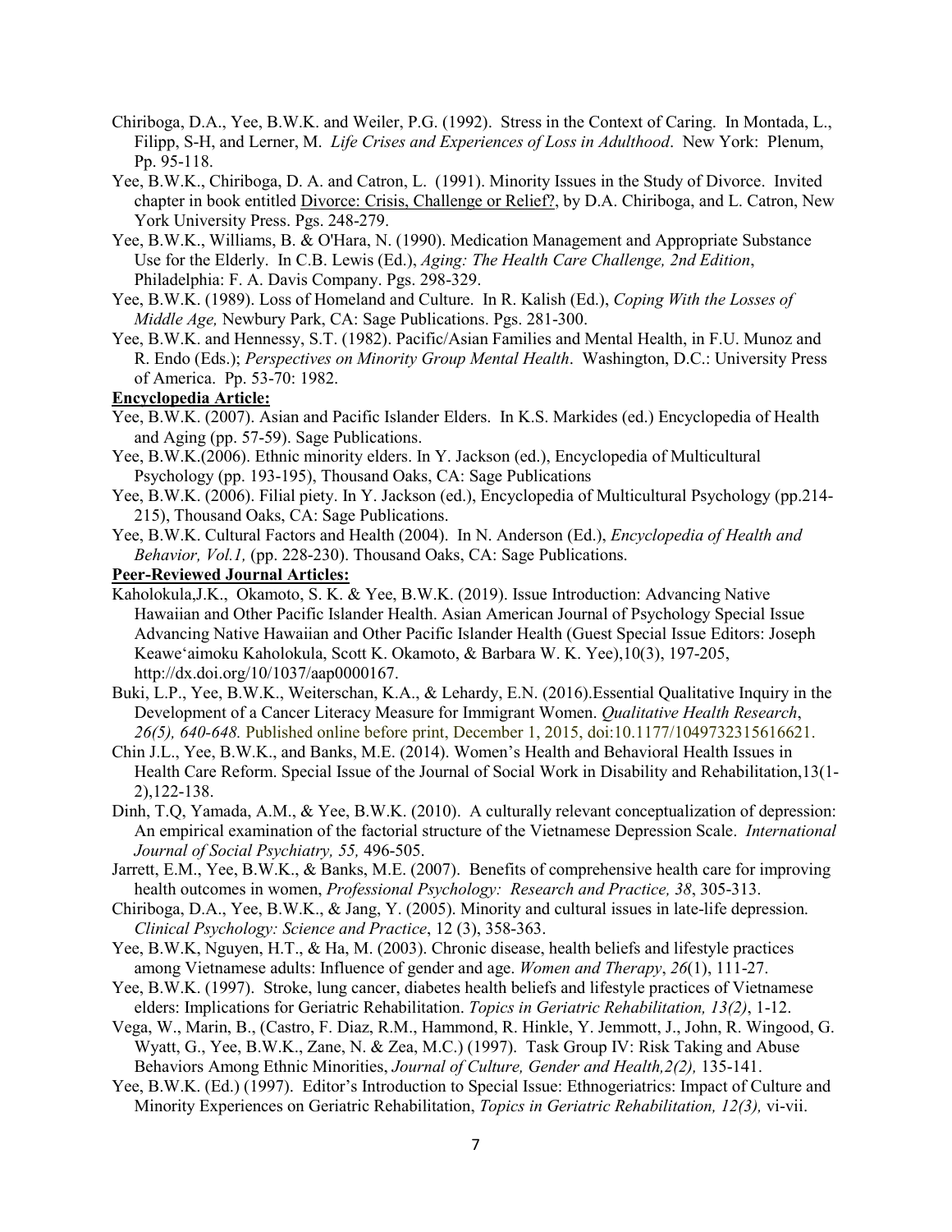Chiriboga, D.A., Yee, B.W.K. and Weiler, P.G. (1992). Stress in the Context of Caring. In Montada, L., Filipp, S-H, and Lerner, M. *Life Crises and Experiences of Loss in Adulthood*. New York: Plenum, Pp. 95-118.

Yee, B.W.K., Chiriboga, D. A. and Catron, L. (1991). Minority Issues in the Study of Divorce. Invited chapter in book entitled Divorce: Crisis, Challenge or Relief?, by D.A. Chiriboga, and L. Catron, New York University Press. Pgs. 248-279.

Yee, B.W.K., Williams, B. & O'Hara, N. (1990). Medication Management and Appropriate Substance Use for the Elderly. In C.B. Lewis (Ed.), *Aging: The Health Care Challenge, 2nd Edition*, Philadelphia: F. A. Davis Company. Pgs. 298-329.

Yee, B.W.K. (1989). Loss of Homeland and Culture. In R. Kalish (Ed.), *Coping With the Losses of Middle Age,* Newbury Park, CA: Sage Publications. Pgs. 281-300.

Yee, B.W.K. and Hennessy, S.T. (1982). Pacific/Asian Families and Mental Health, in F.U. Munoz and R. Endo (Eds.); *Perspectives on Minority Group Mental Health*. Washington, D.C.: University Press of America. Pp. 53-70: 1982.

**Encyclopedia Article:**

Yee, B.W.K. (2007). Asian and Pacific Islander Elders. In K.S. Markides (ed.) Encyclopedia of Health and Aging (pp. 57-59). Sage Publications.

Yee, B.W.K.(2006). Ethnic minority elders. In Y. Jackson (ed.), Encyclopedia of Multicultural Psychology (pp. 193-195), Thousand Oaks, CA: Sage Publications

Yee, B.W.K. (2006). Filial piety. In Y. Jackson (ed.), Encyclopedia of Multicultural Psychology (pp.214-215), Thousand Oaks, CA: Sage Publications.

Yee, B.W.K. Cultural Factors and Health (2004). In N. Anderson (Ed.), *Encyclopedia of Health and Behavior, Vol.1,* (pp. 228-230). Thousand Oaks, CA: Sage Publications.

**Peer-Reviewed Journal Articles:**

Kaholokula,J.K., Okamoto, S. K. & Yee, B.W.K. (2019). Issue Introduction: Advancing Native Hawaiian and Other Pacific Islander Health. Asian American Journal of Psychology Special Issue Advancing Native Hawaiian and Other Pacific Islander Health (Guest Special Issue Editors: Joseph Keawe'aimoku Kaholokula, Scott K. Okamoto, & Barbara W. K. Yee),10(3), 197-205, http://dx.doi.org/10/1037/aap0000167.

Buki, L.P., Yee, B.W.K., Weiterschan, K.A., & Lehardy, E.N. (2016).Essential Qualitative Inquiry in the Development of a Cancer Literacy Measure for Immigrant Women. *Qualitative Health Research*, *26(5), 640-648.* Published online before print, December 1, 2015, doi:10.1177/1049732315616621.

Chin J.L., Yee, B.W.K., and Banks, M.E. (2014). Women's Health and Behavioral Health Issues in Health Care Reform. Special Issue of the Journal of Social Work in Disability and Rehabilitation,13(1-2),122-138.

Dinh, T.Q, Yamada, A.M., & Yee, B.W.K. (2010). A culturally relevant conceptualization of depression: An empirical examination of the factorial structure of the Vietnamese Depression Scale. *International Journal of Social Psychiatry, 55,* 496-505.

Jarrett, E.M., Yee, B.W.K., & Banks, M.E. (2007). Benefits of comprehensive health care for improving health outcomes in women, *Professional Psychology: Research and Practice, 38*, 305-313.

Chiriboga, D.A., Yee, B.W.K., & Jang, Y. (2005). Minority and cultural issues in late-life depression. *Clinical Psychology: Science and Practice*, 12 (3), 358-363.

Yee, B.W.K, Nguyen, H.T., & Ha, M. (2003). Chronic disease, health beliefs and lifestyle practices among Vietnamese adults: Influence of gender and age. *Women and Therapy*, *26*(1), 111-27.

Yee, B.W.K. (1997). Stroke, lung cancer, diabetes health beliefs and lifestyle practices of Vietnamese elders: Implications for Geriatric Rehabilitation. *Topics in Geriatric Rehabilitation, 13(2)*, 1-12.

Vega, W., Marin, B., (Castro, F. Diaz, R.M., Hammond, R. Hinkle, Y. Jemmott, J., John, R. Wingood, G. Wyatt, G., Yee, B.W.K., Zane, N. & Zea, M.C.) (1997). Task Group IV: Risk Taking and Abuse Behaviors Among Ethnic Minorities, *Journal of Culture, Gender and Health,2(2),* 135-141.

Yee, B.W.K. (Ed.) (1997). Editor's Introduction to Special Issue: Ethnogeriatrics: Impact of Culture and Minority Experiences on Geriatric Rehabilitation, *Topics in Geriatric Rehabilitation, 12(3),* vi-vii.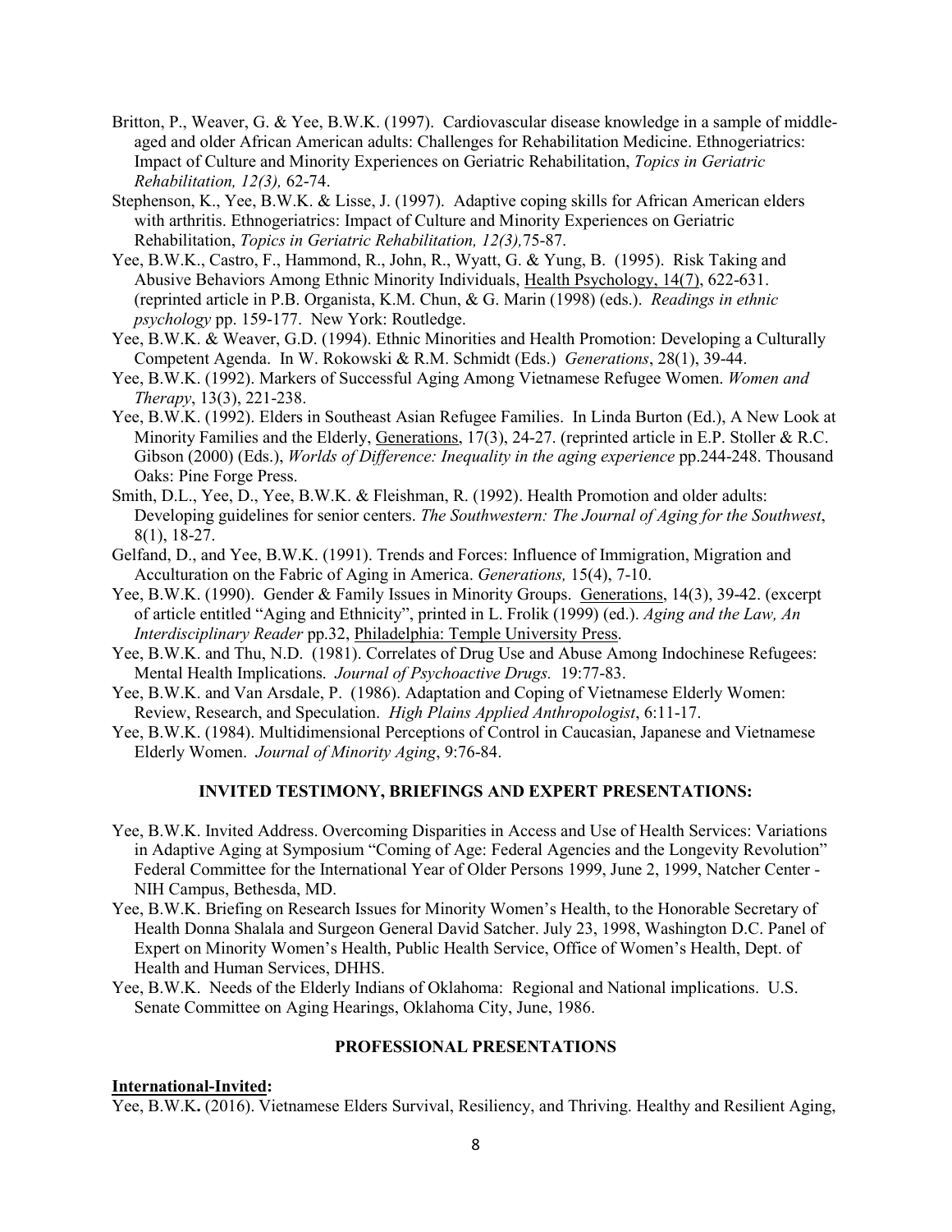Britton, P., Weaver, G. & Yee, B.W.K. (1997). Cardiovascular disease knowledge in a sample of middle-aged and older African American adults: Challenges for Rehabilitation Medicine. Ethnogeriatrics: Impact of Culture and Minority Experiences on Geriatric Rehabilitation, *Topics in Geriatric Rehabilitation, 12(3),* 62-74.

Stephenson, K., Yee, B.W.K. & Lisse, J. (1997). Adaptive coping skills for African American elders with arthritis. Ethnogeriatrics: Impact of Culture and Minority Experiences on Geriatric Rehabilitation, *Topics in Geriatric Rehabilitation, 12(3),*75-87.

Yee, B.W.K., Castro, F., Hammond, R., John, R., Wyatt, G. & Yung, B. (1995). Risk Taking and Abusive Behaviors Among Ethnic Minority Individuals, Health Psychology, 14(7), 622-631. (reprinted article in P.B. Organista, K.M. Chun, & G. Marin (1998) (eds.). *Readings in ethnic psychology* pp. 159-177. New York: Routledge.

Yee, B.W.K. & Weaver, G.D. (1994). Ethnic Minorities and Health Promotion: Developing a Culturally Competent Agenda. In W. Rokowski & R.M. Schmidt (Eds.) *Generations*, 28(1), 39-44.

Yee, B.W.K. (1992). Markers of Successful Aging Among Vietnamese Refugee Women. *Women and Therapy*, 13(3), 221-238.

Yee, B.W.K. (1992). Elders in Southeast Asian Refugee Families. In Linda Burton (Ed.), A New Look at Minority Families and the Elderly, Generations, 17(3), 24-27. (reprinted article in E.P. Stoller & R.C. Gibson (2000) (Eds.), *Worlds of Difference: Inequality in the aging experience* pp.244-248. Thousand Oaks: Pine Forge Press.

Smith, D.L., Yee, D., Yee, B.W.K. & Fleishman, R. (1992). Health Promotion and older adults: Developing guidelines for senior centers. *The Southwestern: The Journal of Aging for the Southwest*, 8(1), 18-27.

Gelfand, D., and Yee, B.W.K. (1991). Trends and Forces: Influence of Immigration, Migration and Acculturation on the Fabric of Aging in America. *Generations,* 15(4), 7-10.

Yee, B.W.K. (1990). Gender & Family Issues in Minority Groups. Generations, 14(3), 39-42. (excerpt of article entitled "Aging and Ethnicity", printed in L. Frolik (1999) (ed.). *Aging and the Law, An Interdisciplinary Reader* pp.32, Philadelphia: Temple University Press.

Yee, B.W.K. and Thu, N.D. (1981). Correlates of Drug Use and Abuse Among Indochinese Refugees: Mental Health Implications. *Journal of Psychoactive Drugs.* 19:77-83.

Yee, B.W.K. and Van Arsdale, P. (1986). Adaptation and Coping of Vietnamese Elderly Women: Review, Research, and Speculation. *High Plains Applied Anthropologist*, 6:11-17.

Yee, B.W.K. (1984). Multidimensional Perceptions of Control in Caucasian, Japanese and Vietnamese Elderly Women. *Journal of Minority Aging*, 9:76-84.

## INVITED TESTIMONY, BRIEFINGS AND EXPERT PRESENTATIONS:

Yee, B.W.K. Invited Address. Overcoming Disparities in Access and Use of Health Services: Variations in Adaptive Aging at Symposium "Coming of Age: Federal Agencies and the Longevity Revolution" Federal Committee for the International Year of Older Persons 1999, June 2, 1999, Natcher Center - NIH Campus, Bethesda, MD.

Yee, B.W.K. Briefing on Research Issues for Minority Women's Health, to the Honorable Secretary of Health Donna Shalala and Surgeon General David Satcher. July 23, 1998, Washington D.C. Panel of Expert on Minority Women's Health, Public Health Service, Office of Women's Health, Dept. of Health and Human Services, DHHS.

Yee, B.W.K. Needs of the Elderly Indians of Oklahoma: Regional and National implications. U.S. Senate Committee on Aging Hearings, Oklahoma City, June, 1986.

## PROFESSIONAL PRESENTATIONS

### International-Invited:

Yee, B.W.K**.** (2016). Vietnamese Elders Survival, Resiliency, and Thriving. Healthy and Resilient Aging,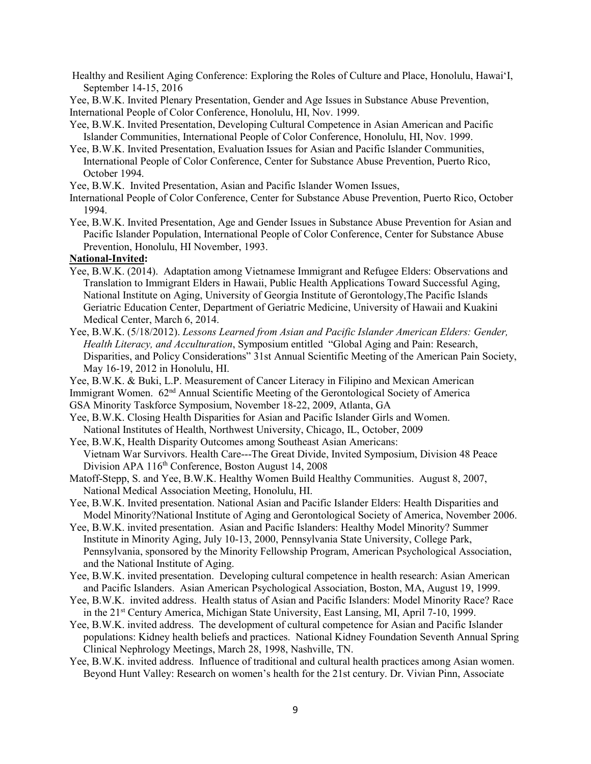Healthy and Resilient Aging Conference: Exploring the Roles of Culture and Place, Honolulu, Hawai'I, September 14-15, 2016

Yee, B.W.K. Invited Plenary Presentation, Gender and Age Issues in Substance Abuse Prevention, International People of Color Conference, Honolulu, HI, Nov. 1999.

Yee, B.W.K. Invited Presentation, Developing Cultural Competence in Asian American and Pacific Islander Communities, International People of Color Conference, Honolulu, HI, Nov. 1999.

Yee, B.W.K. Invited Presentation, Evaluation Issues for Asian and Pacific Islander Communities, International People of Color Conference, Center for Substance Abuse Prevention, Puerto Rico, October 1994.

Yee, B.W.K. Invited Presentation, Asian and Pacific Islander Women Issues, International People of Color Conference, Center for Substance Abuse Prevention, Puerto Rico, October 1994.

Yee, B.W.K. Invited Presentation, Age and Gender Issues in Substance Abuse Prevention for Asian and Pacific Islander Population, International People of Color Conference, Center for Substance Abuse Prevention, Honolulu, HI November, 1993.

**National-Invited:**

Yee, B.W.K. (2014). Adaptation among Vietnamese Immigrant and Refugee Elders: Observations and Translation to Immigrant Elders in Hawaii, Public Health Applications Toward Successful Aging, National Institute on Aging, University of Georgia Institute of Gerontology,The Pacific Islands Geriatric Education Center, Department of Geriatric Medicine, University of Hawaii and Kuakini Medical Center, March 6, 2014.

Yee, B.W.K. (5/18/2012). *Lessons Learned from Asian and Pacific Islander American Elders: Gender, Health Literacy, and Acculturation*, Symposium entitled "Global Aging and Pain: Research, Disparities, and Policy Considerations" 31st Annual Scientific Meeting of the American Pain Society, May 16-19, 2012 in Honolulu, HI.

Yee, B.W.K. & Buki, L.P. Measurement of Cancer Literacy in Filipino and Mexican American Immigrant Women. 62nd Annual Scientific Meeting of the Gerontological Society of America GSA Minority Taskforce Symposium, November 18-22, 2009, Atlanta, GA

Yee, B.W.K. Closing Health Disparities for Asian and Pacific Islander Girls and Women. National Institutes of Health, Northwest University, Chicago, IL, October, 2009

Yee, B.W.K, Health Disparity Outcomes among Southeast Asian Americans: Vietnam War Survivors. Health Care---The Great Divide, Invited Symposium, Division 48 Peace Division APA 116th Conference, Boston August 14, 2008

Matoff-Stepp, S. and Yee, B.W.K. Healthy Women Build Healthy Communities. August 8, 2007, National Medical Association Meeting, Honolulu, HI.

Yee, B.W.K. Invited presentation. National Asian and Pacific Islander Elders: Health Disparities and Model Minority?National Institute of Aging and Gerontological Society of America, November 2006.

Yee, B.W.K. invited presentation. Asian and Pacific Islanders: Healthy Model Minority? Summer Institute in Minority Aging, July 10-13, 2000, Pennsylvania State University, College Park, Pennsylvania, sponsored by the Minority Fellowship Program, American Psychological Association, and the National Institute of Aging.

Yee, B.W.K. invited presentation. Developing cultural competence in health research: Asian American and Pacific Islanders. Asian American Psychological Association, Boston, MA, August 19, 1999.

Yee, B.W.K. invited address. Health status of Asian and Pacific Islanders: Model Minority Race? Race in the 21st Century America, Michigan State University, East Lansing, MI, April 7-10, 1999.

Yee, B.W.K. invited address. The development of cultural competence for Asian and Pacific Islander populations: Kidney health beliefs and practices. National Kidney Foundation Seventh Annual Spring Clinical Nephrology Meetings, March 28, 1998, Nashville, TN.

Yee, B.W.K. invited address. Influence of traditional and cultural health practices among Asian women. Beyond Hunt Valley: Research on women's health for the 21st century. Dr. Vivian Pinn, Associate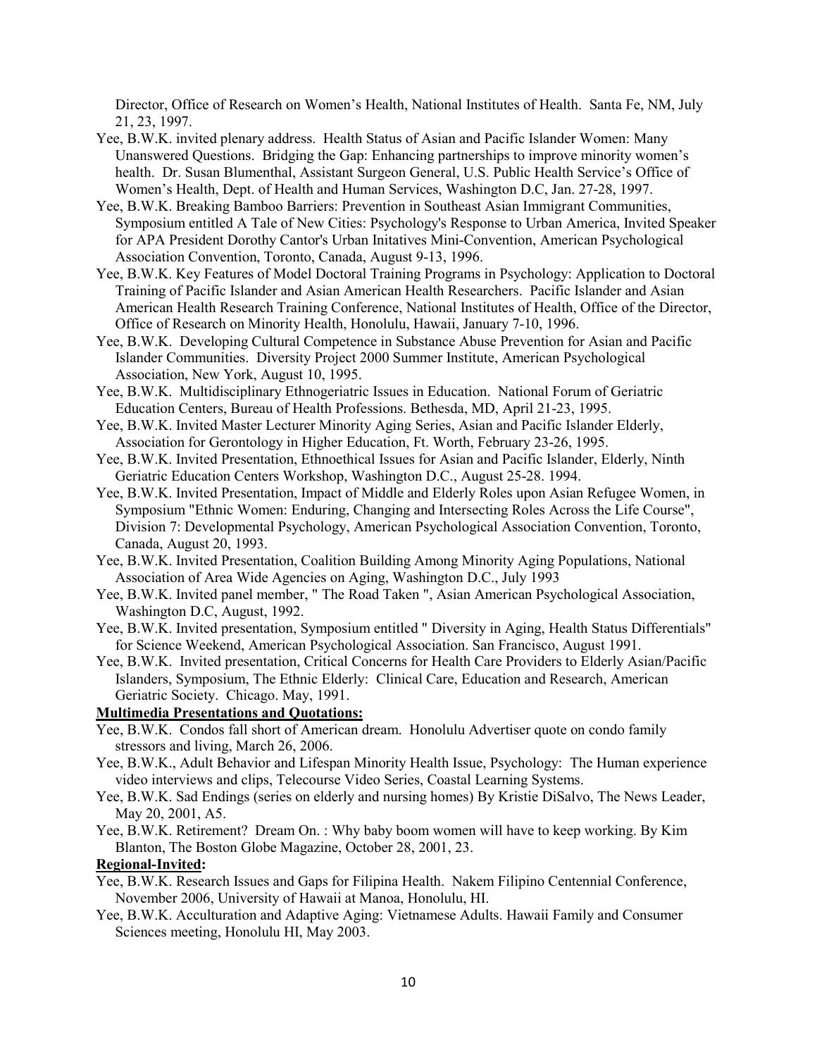Director, Office of Research on Women's Health, National Institutes of Health. Santa Fe, NM, July 21, 23, 1997.

Yee, B.W.K. invited plenary address. Health Status of Asian and Pacific Islander Women: Many Unanswered Questions. Bridging the Gap: Enhancing partnerships to improve minority women's health. Dr. Susan Blumenthal, Assistant Surgeon General, U.S. Public Health Service's Office of Women's Health, Dept. of Health and Human Services, Washington D.C, Jan. 27-28, 1997.

Yee, B.W.K. Breaking Bamboo Barriers: Prevention in Southeast Asian Immigrant Communities, Symposium entitled A Tale of New Cities: Psychology's Response to Urban America, Invited Speaker for APA President Dorothy Cantor's Urban Initatives Mini-Convention, American Psychological Association Convention, Toronto, Canada, August 9-13, 1996.

Yee, B.W.K. Key Features of Model Doctoral Training Programs in Psychology: Application to Doctoral Training of Pacific Islander and Asian American Health Researchers. Pacific Islander and Asian American Health Research Training Conference, National Institutes of Health, Office of the Director, Office of Research on Minority Health, Honolulu, Hawaii, January 7-10, 1996.

Yee, B.W.K. Developing Cultural Competence in Substance Abuse Prevention for Asian and Pacific Islander Communities. Diversity Project 2000 Summer Institute, American Psychological Association, New York, August 10, 1995.

Yee, B.W.K. Multidisciplinary Ethnogeriatric Issues in Education. National Forum of Geriatric Education Centers, Bureau of Health Professions. Bethesda, MD, April 21-23, 1995.

Yee, B.W.K. Invited Master Lecturer Minority Aging Series, Asian and Pacific Islander Elderly, Association for Gerontology in Higher Education, Ft. Worth, February 23-26, 1995.

Yee, B.W.K. Invited Presentation, Ethnoethical Issues for Asian and Pacific Islander, Elderly, Ninth Geriatric Education Centers Workshop, Washington D.C., August 25-28. 1994.

Yee, B.W.K. Invited Presentation, Impact of Middle and Elderly Roles upon Asian Refugee Women, in Symposium "Ethnic Women: Enduring, Changing and Intersecting Roles Across the Life Course", Division 7: Developmental Psychology, American Psychological Association Convention, Toronto, Canada, August 20, 1993.

Yee, B.W.K. Invited Presentation, Coalition Building Among Minority Aging Populations, National Association of Area Wide Agencies on Aging, Washington D.C., July 1993

Yee, B.W.K. Invited panel member, " The Road Taken ", Asian American Psychological Association, Washington D.C, August, 1992.

Yee, B.W.K. Invited presentation, Symposium entitled " Diversity in Aging, Health Status Differentials" for Science Weekend, American Psychological Association. San Francisco, August 1991.

Yee, B.W.K. Invited presentation, Critical Concerns for Health Care Providers to Elderly Asian/Pacific Islanders, Symposium, The Ethnic Elderly: Clinical Care, Education and Research, American Geriatric Society. Chicago. May, 1991.

**Multimedia Presentations and Quotations:**

Yee, B.W.K. Condos fall short of American dream. Honolulu Advertiser quote on condo family stressors and living, March 26, 2006.

Yee, B.W.K., Adult Behavior and Lifespan Minority Health Issue, Psychology: The Human experience video interviews and clips, Telecourse Video Series, Coastal Learning Systems.

Yee, B.W.K. Sad Endings (series on elderly and nursing homes) By Kristie DiSalvo, The News Leader, May 20, 2001, A5.

Yee, B.W.K. Retirement? Dream On. : Why baby boom women will have to keep working. By Kim Blanton, The Boston Globe Magazine, October 28, 2001, 23.

**Regional-Invited:**

Yee, B.W.K. Research Issues and Gaps for Filipina Health. Nakem Filipino Centennial Conference, November 2006, University of Hawaii at Manoa, Honolulu, HI.

Yee, B.W.K. Acculturation and Adaptive Aging: Vietnamese Adults. Hawaii Family and Consumer Sciences meeting, Honolulu HI, May 2003.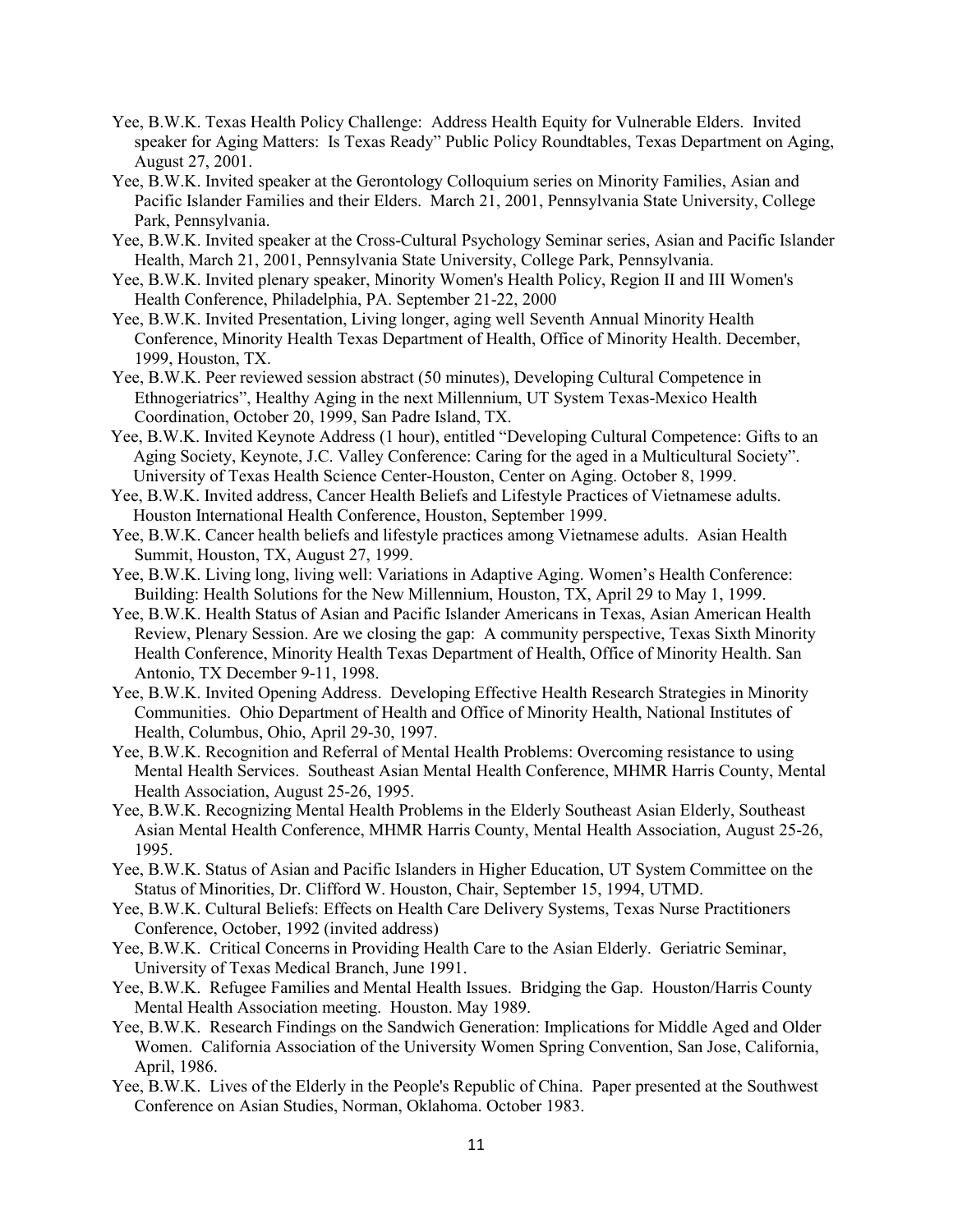Yee, B.W.K. Texas Health Policy Challenge: Address Health Equity for Vulnerable Elders. Invited speaker for Aging Matters: Is Texas Ready" Public Policy Roundtables, Texas Department on Aging, August 27, 2001.

Yee, B.W.K. Invited speaker at the Gerontology Colloquium series on Minority Families, Asian and Pacific Islander Families and their Elders. March 21, 2001, Pennsylvania State University, College Park, Pennsylvania.

Yee, B.W.K. Invited speaker at the Cross-Cultural Psychology Seminar series, Asian and Pacific Islander Health, March 21, 2001, Pennsylvania State University, College Park, Pennsylvania.

Yee, B.W.K. Invited plenary speaker, Minority Women's Health Policy, Region II and III Women's Health Conference, Philadelphia, PA. September 21-22, 2000

Yee, B.W.K. Invited Presentation, Living longer, aging well Seventh Annual Minority Health Conference, Minority Health Texas Department of Health, Office of Minority Health. December, 1999, Houston, TX.

Yee, B.W.K. Peer reviewed session abstract (50 minutes), Developing Cultural Competence in Ethnogeriatrics", Healthy Aging in the next Millennium, UT System Texas-Mexico Health Coordination, October 20, 1999, San Padre Island, TX.

Yee, B.W.K. Invited Keynote Address (1 hour), entitled "Developing Cultural Competence: Gifts to an Aging Society, Keynote, J.C. Valley Conference: Caring for the aged in a Multicultural Society". University of Texas Health Science Center-Houston, Center on Aging. October 8, 1999.

Yee, B.W.K. Invited address, Cancer Health Beliefs and Lifestyle Practices of Vietnamese adults. Houston International Health Conference, Houston, September 1999.

Yee, B.W.K. Cancer health beliefs and lifestyle practices among Vietnamese adults. Asian Health Summit, Houston, TX, August 27, 1999.

Yee, B.W.K. Living long, living well: Variations in Adaptive Aging. Women's Health Conference: Building: Health Solutions for the New Millennium, Houston, TX, April 29 to May 1, 1999.

Yee, B.W.K. Health Status of Asian and Pacific Islander Americans in Texas, Asian American Health Review, Plenary Session. Are we closing the gap: A community perspective, Texas Sixth Minority Health Conference, Minority Health Texas Department of Health, Office of Minority Health. San Antonio, TX December 9-11, 1998.

Yee, B.W.K. Invited Opening Address. Developing Effective Health Research Strategies in Minority Communities. Ohio Department of Health and Office of Minority Health, National Institutes of Health, Columbus, Ohio, April 29-30, 1997.

Yee, B.W.K. Recognition and Referral of Mental Health Problems: Overcoming resistance to using Mental Health Services. Southeast Asian Mental Health Conference, MHMR Harris County, Mental Health Association, August 25-26, 1995.

Yee, B.W.K. Recognizing Mental Health Problems in the Elderly Southeast Asian Elderly, Southeast Asian Mental Health Conference, MHMR Harris County, Mental Health Association, August 25-26, 1995.

Yee, B.W.K. Status of Asian and Pacific Islanders in Higher Education, UT System Committee on the Status of Minorities, Dr. Clifford W. Houston, Chair, September 15, 1994, UTMD.

Yee, B.W.K. Cultural Beliefs: Effects on Health Care Delivery Systems, Texas Nurse Practitioners Conference, October, 1992 (invited address)

Yee, B.W.K. Critical Concerns in Providing Health Care to the Asian Elderly. Geriatric Seminar, University of Texas Medical Branch, June 1991.

Yee, B.W.K. Refugee Families and Mental Health Issues. Bridging the Gap. Houston/Harris County Mental Health Association meeting. Houston. May 1989.

Yee, B.W.K. Research Findings on the Sandwich Generation: Implications for Middle Aged and Older Women. California Association of the University Women Spring Convention, San Jose, California, April, 1986.

Yee, B.W.K. Lives of the Elderly in the People's Republic of China. Paper presented at the Southwest Conference on Asian Studies, Norman, Oklahoma. October 1983.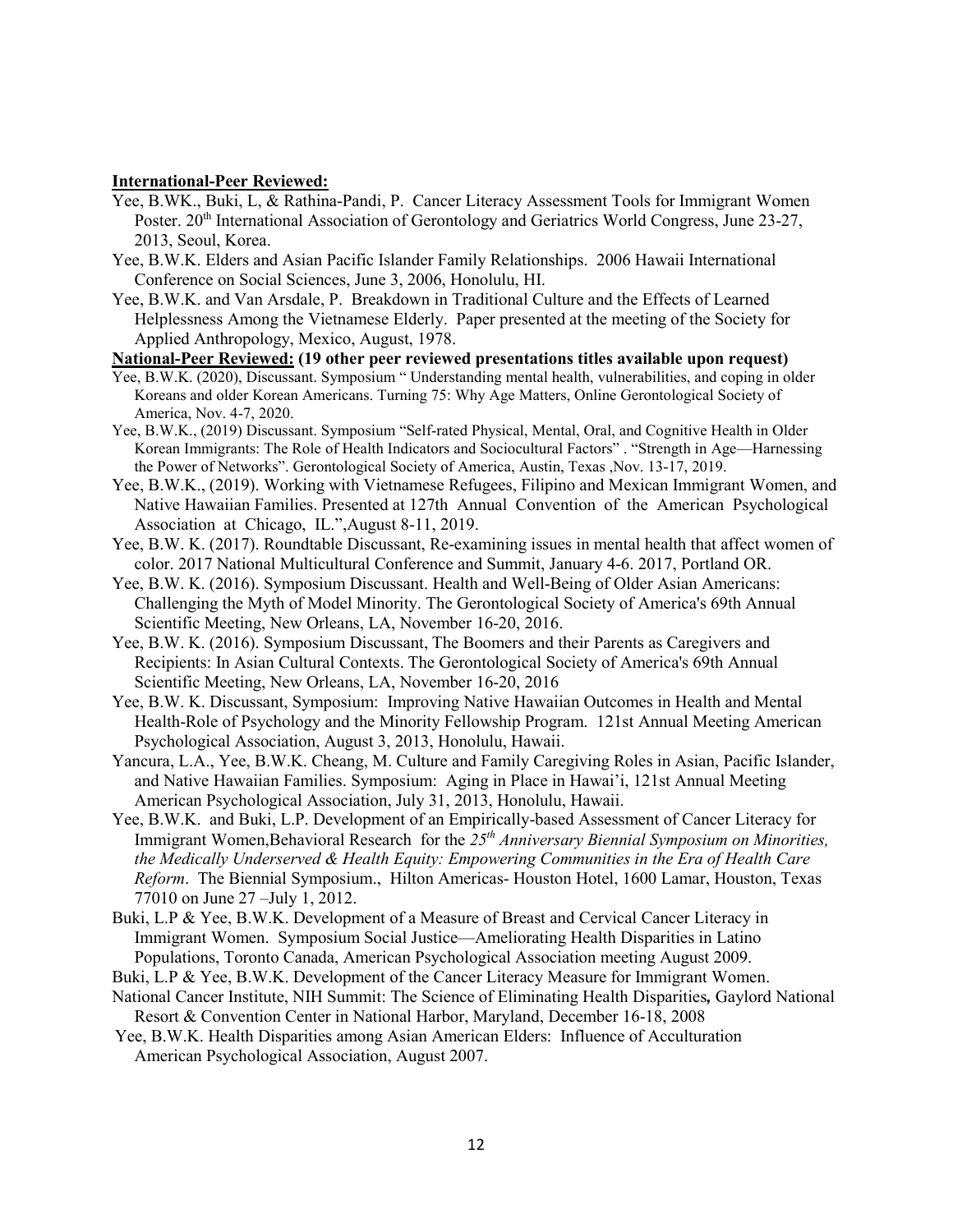**International-Peer Reviewed:**

Yee, B.WK., Buki, L, & Rathina-Pandi, P. Cancer Literacy Assessment Tools for Immigrant Women Poster. 20th International Association of Gerontology and Geriatrics World Congress, June 23-27, 2013, Seoul, Korea.

Yee, B.W.K. Elders and Asian Pacific Islander Family Relationships. 2006 Hawaii International Conference on Social Sciences, June 3, 2006, Honolulu, HI.

Yee, B.W.K. and Van Arsdale, P. Breakdown in Traditional Culture and the Effects of Learned Helplessness Among the Vietnamese Elderly. Paper presented at the meeting of the Society for Applied Anthropology, Mexico, August, 1978.

**National-Peer Reviewed: (19 other peer reviewed presentations titles available upon request)**

Yee, B.W.K. (2020), Discussant. Symposium " Understanding mental health, vulnerabilities, and coping in older Koreans and older Korean Americans. Turning 75: Why Age Matters, Online Gerontological Society of America, Nov. 4-7, 2020.

Yee, B.W.K., (2019) Discussant. Symposium "Self-rated Physical, Mental, Oral, and Cognitive Health in Older Korean Immigrants: The Role of Health Indicators and Sociocultural Factors" . "Strength in Age—Harnessing the Power of Networks". Gerontological Society of America, Austin, Texas ,Nov. 13-17, 2019.

Yee, B.W.K., (2019). Working with Vietnamese Refugees, Filipino and Mexican Immigrant Women, and Native Hawaiian Families. Presented at 127th Annual Convention of the American Psychological Association at Chicago, IL.",August 8-11, 2019.

Yee, B.W. K. (2017). Roundtable Discussant, Re-examining issues in mental health that affect women of color. 2017 National Multicultural Conference and Summit, January 4-6. 2017, Portland OR.

Yee, B.W. K. (2016). Symposium Discussant. Health and Well-Being of Older Asian Americans: Challenging the Myth of Model Minority. The Gerontological Society of America's 69th Annual Scientific Meeting, New Orleans, LA, November 16-20, 2016.

Yee, B.W. K. (2016). Symposium Discussant, The Boomers and their Parents as Caregivers and Recipients: In Asian Cultural Contexts. The Gerontological Society of America's 69th Annual Scientific Meeting, New Orleans, LA, November 16-20, 2016

Yee, B.W. K. Discussant, Symposium: Improving Native Hawaiian Outcomes in Health and Mental Health-Role of Psychology and the Minority Fellowship Program. 121st Annual Meeting American Psychological Association, August 3, 2013, Honolulu, Hawaii.

Yancura, L.A., Yee, B.W.K. Cheang, M. Culture and Family Caregiving Roles in Asian, Pacific Islander, and Native Hawaiian Families. Symposium: Aging in Place in Hawai'i, 121st Annual Meeting American Psychological Association, July 31, 2013, Honolulu, Hawaii.

Yee, B.W.K. and Buki, L.P. Development of an Empirically-based Assessment of Cancer Literacy for Immigrant Women,Behavioral Research for the *25th Anniversary Biennial Symposium on Minorities, the Medically Underserved & Health Equity: Empowering Communities in the Era of Health Care Reform*. The Biennial Symposium., Hilton Americas- Houston Hotel, 1600 Lamar, Houston, Texas 77010 on June 27 –July 1, 2012.

Buki, L.P & Yee, B.W.K. Development of a Measure of Breast and Cervical Cancer Literacy in Immigrant Women. Symposium Social Justice—Ameliorating Health Disparities in Latino Populations, Toronto Canada, American Psychological Association meeting August 2009.

Buki, L.P & Yee, B.W.K. Development of the Cancer Literacy Measure for Immigrant Women. National Cancer Institute, NIH Summit: The Science of Eliminating Health Disparities**,** Gaylord National Resort & Convention Center in National Harbor, Maryland, December 16-18, 2008

Yee, B.W.K. Health Disparities among Asian American Elders: Influence of Acculturation American Psychological Association, August 2007.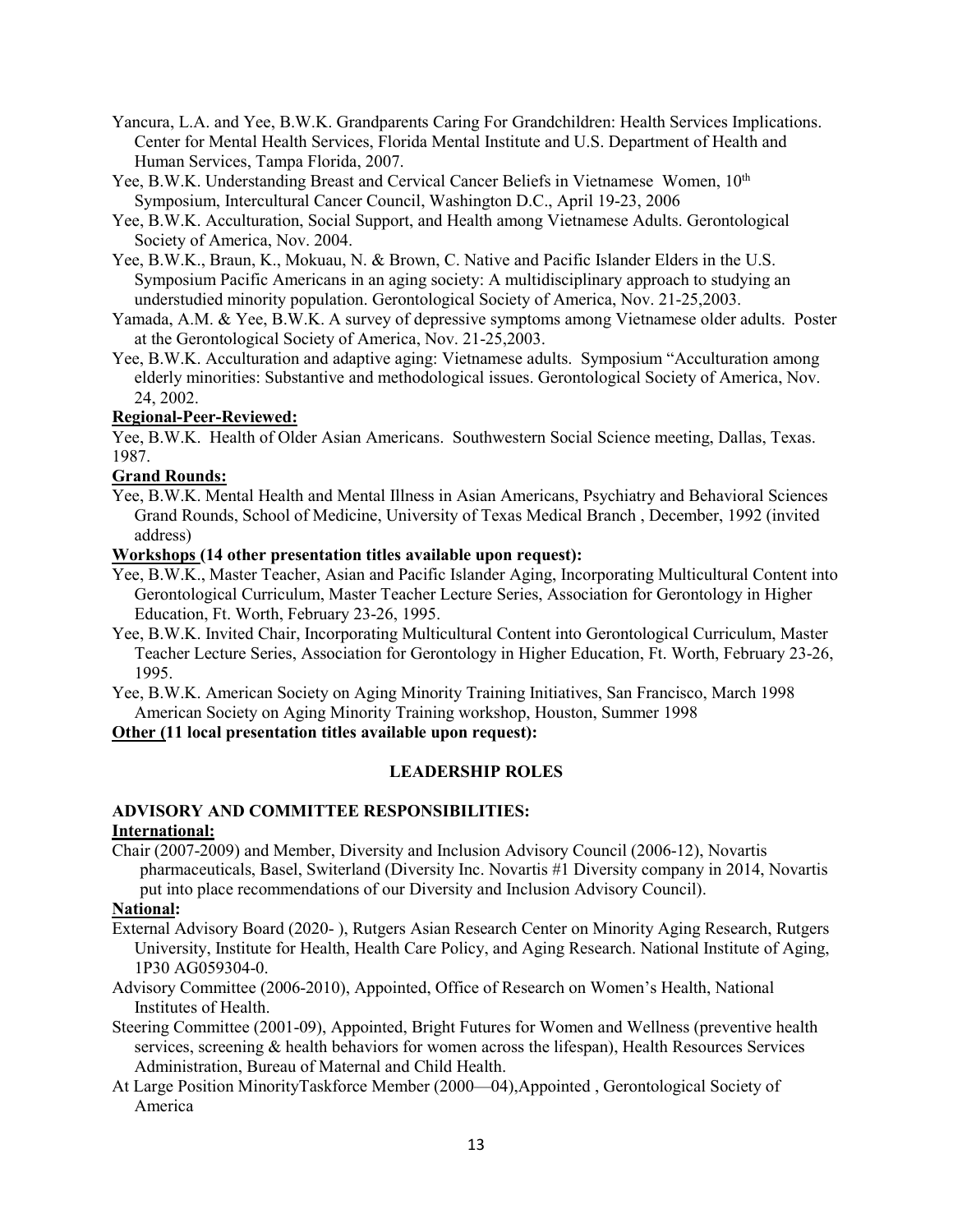Yancura, L.A. and Yee, B.W.K. Grandparents Caring For Grandchildren: Health Services Implications. Center for Mental Health Services, Florida Mental Institute and U.S. Department of Health and Human Services, Tampa Florida, 2007.

Yee, B.W.K. Understanding Breast and Cervical Cancer Beliefs in Vietnamese Women, 10th Symposium, Intercultural Cancer Council, Washington D.C., April 19-23, 2006

Yee, B.W.K. Acculturation, Social Support, and Health among Vietnamese Adults. Gerontological Society of America, Nov. 2004.

Yee, B.W.K., Braun, K., Mokuau, N. & Brown, C. Native and Pacific Islander Elders in the U.S. Symposium Pacific Americans in an aging society: A multidisciplinary approach to studying an understudied minority population. Gerontological Society of America, Nov. 21-25,2003.

Yamada, A.M. & Yee, B.W.K. A survey of depressive symptoms among Vietnamese older adults. Poster at the Gerontological Society of America, Nov. 21-25,2003.

Yee, B.W.K. Acculturation and adaptive aging: Vietnamese adults. Symposium "Acculturation among elderly minorities: Substantive and methodological issues. Gerontological Society of America, Nov. 24, 2002.

**Regional-Peer-Reviewed:**

Yee, B.W.K. Health of Older Asian Americans. Southwestern Social Science meeting, Dallas, Texas. 1987.

**Grand Rounds:**

Yee, B.W.K. Mental Health and Mental Illness in Asian Americans, Psychiatry and Behavioral Sciences Grand Rounds, School of Medicine, University of Texas Medical Branch , December, 1992 (invited address)

**Workshops (14 other presentation titles available upon request):**

Yee, B.W.K., Master Teacher, Asian and Pacific Islander Aging, Incorporating Multicultural Content into Gerontological Curriculum, Master Teacher Lecture Series, Association for Gerontology in Higher Education, Ft. Worth, February 23-26, 1995.

Yee, B.W.K. Invited Chair, Incorporating Multicultural Content into Gerontological Curriculum, Master Teacher Lecture Series, Association for Gerontology in Higher Education, Ft. Worth, February 23-26, 1995.

Yee, B.W.K. American Society on Aging Minority Training Initiatives, San Francisco, March 1998 American Society on Aging Minority Training workshop, Houston, Summer 1998

**Other (11 local presentation titles available upon request):**

## LEADERSHIP ROLES

### ADVISORY AND COMMITTEE RESPONSIBILITIES:

**International:**

Chair (2007-2009) and Member, Diversity and Inclusion Advisory Council (2006-12), Novartis pharmaceuticals, Basel, Switerland (Diversity Inc. Novartis #1 Diversity company in 2014, Novartis put into place recommendations of our Diversity and Inclusion Advisory Council).

**National:**

External Advisory Board (2020- ), Rutgers Asian Research Center on Minority Aging Research, Rutgers University, Institute for Health, Health Care Policy, and Aging Research. National Institute of Aging, 1P30 AG059304-0.

Advisory Committee (2006-2010), Appointed, Office of Research on Women's Health, National Institutes of Health.

Steering Committee (2001-09), Appointed, Bright Futures for Women and Wellness (preventive health services, screening & health behaviors for women across the lifespan), Health Resources Services Administration, Bureau of Maternal and Child Health.

At Large Position MinorityTaskforce Member (2000—04),Appointed , Gerontological Society of America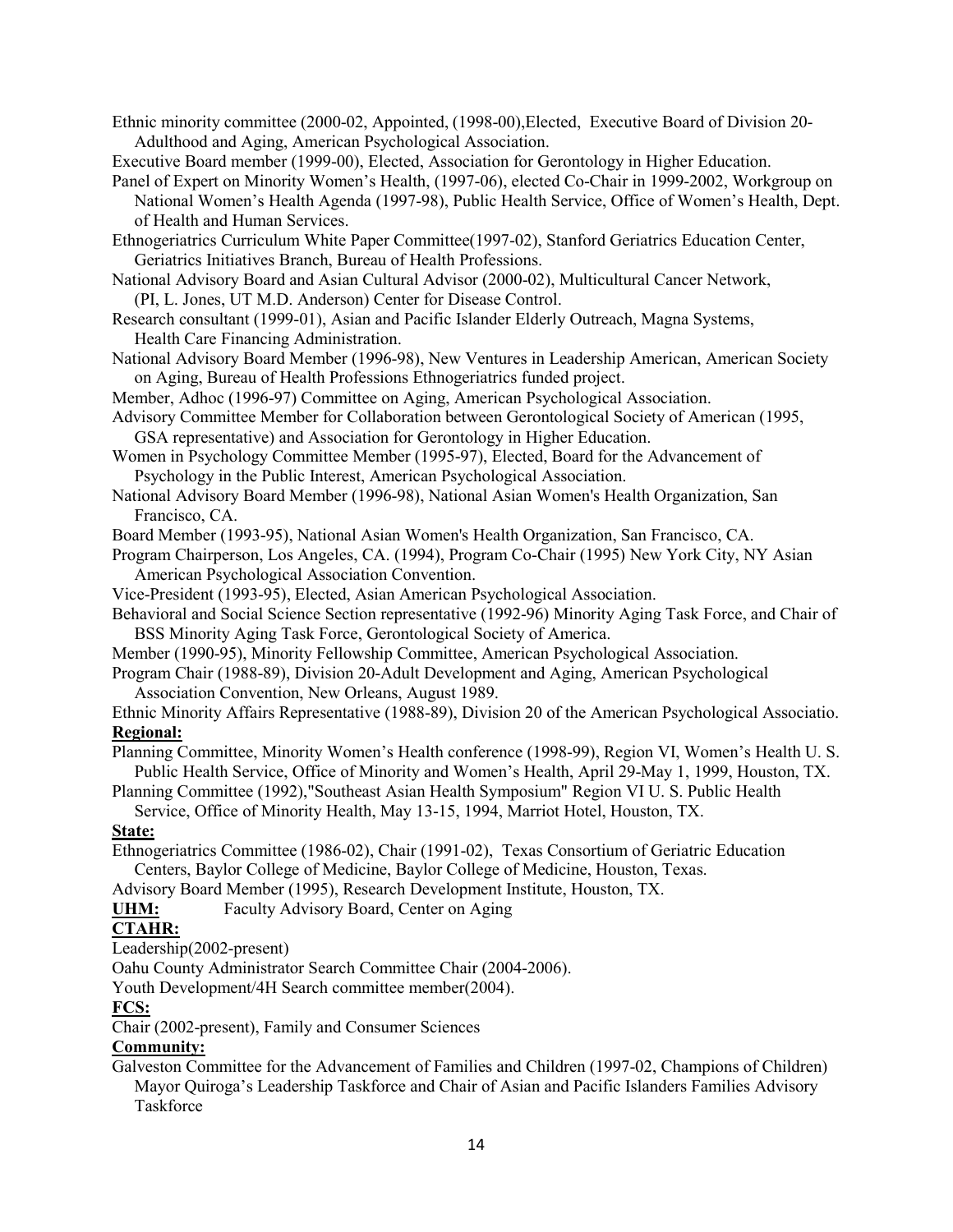Ethnic minority committee (2000-02, Appointed, (1998-00),Elected, Executive Board of Division 20-Adulthood and Aging, American Psychological Association.

Executive Board member (1999-00), Elected, Association for Gerontology in Higher Education.

Panel of Expert on Minority Women's Health, (1997-06), elected Co-Chair in 1999-2002, Workgroup on National Women's Health Agenda (1997-98), Public Health Service, Office of Women's Health, Dept. of Health and Human Services.

Ethnogeriatrics Curriculum White Paper Committee(1997-02), Stanford Geriatrics Education Center, Geriatrics Initiatives Branch, Bureau of Health Professions.

National Advisory Board and Asian Cultural Advisor (2000-02), Multicultural Cancer Network, (PI, L. Jones, UT M.D. Anderson) Center for Disease Control.

Research consultant (1999-01), Asian and Pacific Islander Elderly Outreach, Magna Systems, Health Care Financing Administration.

National Advisory Board Member (1996-98), New Ventures in Leadership American, American Society on Aging, Bureau of Health Professions Ethnogeriatrics funded project.

Member, Adhoc (1996-97) Committee on Aging, American Psychological Association.

Advisory Committee Member for Collaboration between Gerontological Society of American (1995, GSA representative) and Association for Gerontology in Higher Education.

Women in Psychology Committee Member (1995-97), Elected, Board for the Advancement of Psychology in the Public Interest, American Psychological Association.

National Advisory Board Member (1996-98), National Asian Women's Health Organization, San Francisco, CA.

Board Member (1993-95), National Asian Women's Health Organization, San Francisco, CA.

Program Chairperson, Los Angeles, CA. (1994), Program Co-Chair (1995) New York City, NY Asian American Psychological Association Convention.

Vice-President (1993-95), Elected, Asian American Psychological Association.

Behavioral and Social Science Section representative (1992-96) Minority Aging Task Force, and Chair of BSS Minority Aging Task Force, Gerontological Society of America.

Member (1990-95), Minority Fellowship Committee, American Psychological Association.

Program Chair (1988-89), Division 20-Adult Development and Aging, American Psychological Association Convention, New Orleans, August 1989.

Ethnic Minority Affairs Representative (1988-89), Division 20 of the American Psychological Associatio.

**Regional:**

Planning Committee, Minority Women's Health conference (1998-99), Region VI, Women's Health U. S. Public Health Service, Office of Minority and Women's Health, April 29-May 1, 1999, Houston, TX.

Planning Committee (1992),"Southeast Asian Health Symposium" Region VI U. S. Public Health Service, Office of Minority Health, May 13-15, 1994, Marriot Hotel, Houston, TX.

**State:**

Ethnogeriatrics Committee (1986-02), Chair (1991-02), Texas Consortium of Geriatric Education Centers, Baylor College of Medicine, Baylor College of Medicine, Houston, Texas.

Advisory Board Member (1995), Research Development Institute, Houston, TX.

**UHM:** Faculty Advisory Board, Center on Aging

**CTAHR:**

Leadership(2002-present)

Oahu County Administrator Search Committee Chair (2004-2006).

Youth Development/4H Search committee member(2004).

**FCS:**

Chair (2002-present), Family and Consumer Sciences

**Community:**

Galveston Committee for the Advancement of Families and Children (1997-02, Champions of Children) Mayor Quiroga's Leadership Taskforce and Chair of Asian and Pacific Islanders Families Advisory Taskforce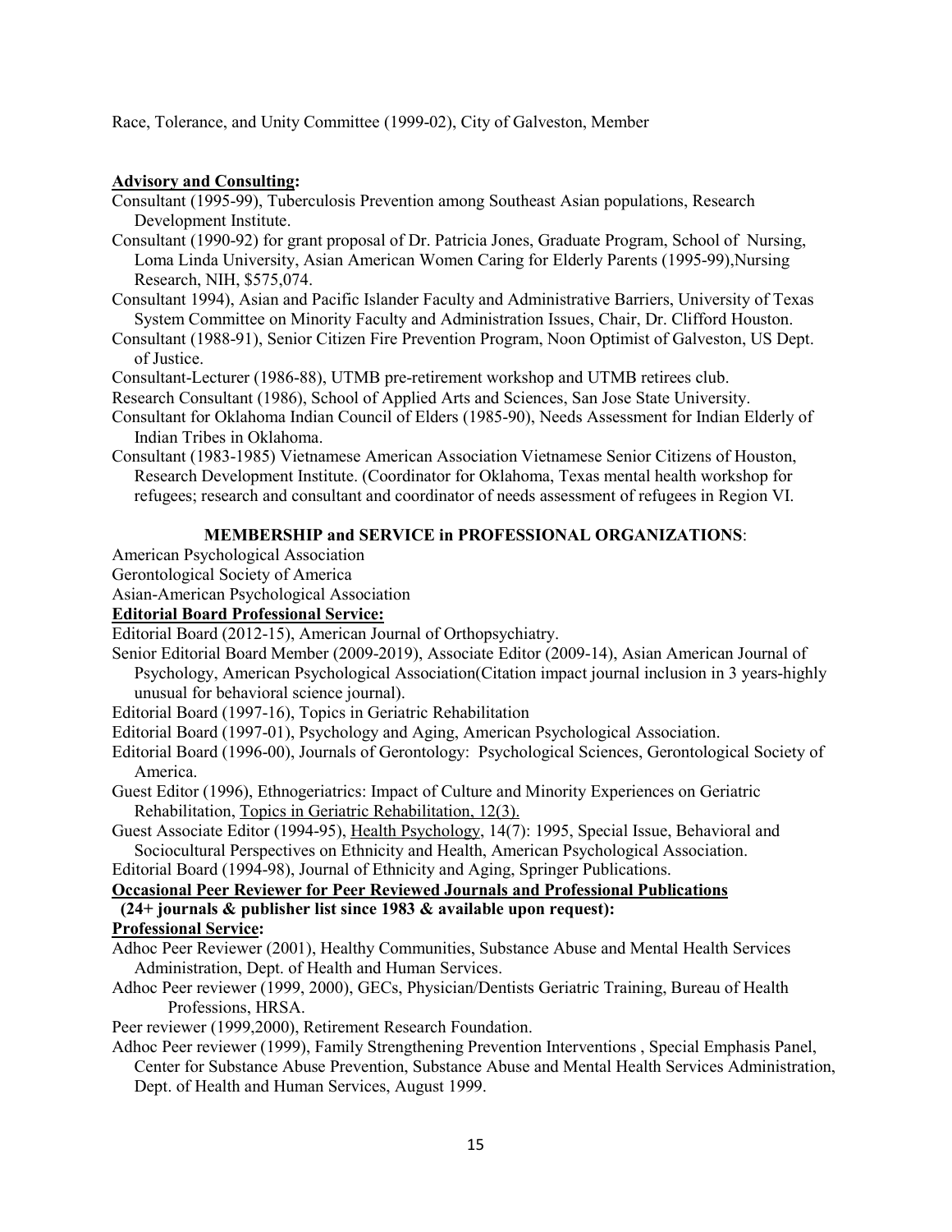Race, Tolerance, and Unity Committee (1999-02), City of Galveston, Member

**Advisory and Consulting:**

Consultant (1995-99), Tuberculosis Prevention among Southeast Asian populations, Research Development Institute.

Consultant (1990-92) for grant proposal of Dr. Patricia Jones, Graduate Program, School of Nursing, Loma Linda University, Asian American Women Caring for Elderly Parents (1995-99),Nursing Research, NIH, $575,074.

Consultant 1994), Asian and Pacific Islander Faculty and Administrative Barriers, University of Texas System Committee on Minority Faculty and Administration Issues, Chair, Dr. Clifford Houston.

Consultant (1988-91), Senior Citizen Fire Prevention Program, Noon Optimist of Galveston, US Dept. of Justice.

Consultant-Lecturer (1986-88), UTMB pre-retirement workshop and UTMB retirees club.

Research Consultant (1986), School of Applied Arts and Sciences, San Jose State University.

Consultant for Oklahoma Indian Council of Elders (1985-90), Needs Assessment for Indian Elderly of Indian Tribes in Oklahoma.

Consultant (1983-1985) Vietnamese American Association Vietnamese Senior Citizens of Houston, Research Development Institute. (Coordinator for Oklahoma, Texas mental health workshop for refugees; research and consultant and coordinator of needs assessment of refugees in Region VI.

## MEMBERSHIP and SERVICE in PROFESSIONAL ORGANIZATIONS:

American Psychological Association

Gerontological Society of America

Asian-American Psychological Association

**Editorial Board Professional Service:**

Editorial Board (2012-15), American Journal of Orthopsychiatry.

Senior Editorial Board Member (2009-2019), Associate Editor (2009-14), Asian American Journal of Psychology, American Psychological Association(Citation impact journal inclusion in 3 years-highly unusual for behavioral science journal).

Editorial Board (1997-16), Topics in Geriatric Rehabilitation

Editorial Board (1997-01), Psychology and Aging, American Psychological Association.

Editorial Board (1996-00), Journals of Gerontology: Psychological Sciences, Gerontological Society of America.

Guest Editor (1996), Ethnogeriatrics: Impact of Culture and Minority Experiences on Geriatric Rehabilitation, Topics in Geriatric Rehabilitation, 12(3).

Guest Associate Editor (1994-95), Health Psychology, 14(7): 1995, Special Issue, Behavioral and Sociocultural Perspectives on Ethnicity and Health, American Psychological Association.

Editorial Board (1994-98), Journal of Ethnicity and Aging, Springer Publications.

**Occasional Peer Reviewer for Peer Reviewed Journals and Professional Publications**
**(24+ journals & publisher list since 1983 & available upon request):**

**Professional Service:**

Adhoc Peer Reviewer (2001), Healthy Communities, Substance Abuse and Mental Health Services Administration, Dept. of Health and Human Services.

Adhoc Peer reviewer (1999, 2000), GECs, Physician/Dentists Geriatric Training, Bureau of Health Professions, HRSA.

Peer reviewer (1999,2000), Retirement Research Foundation.

Adhoc Peer reviewer (1999), Family Strengthening Prevention Interventions , Special Emphasis Panel, Center for Substance Abuse Prevention, Substance Abuse and Mental Health Services Administration, Dept. of Health and Human Services, August 1999.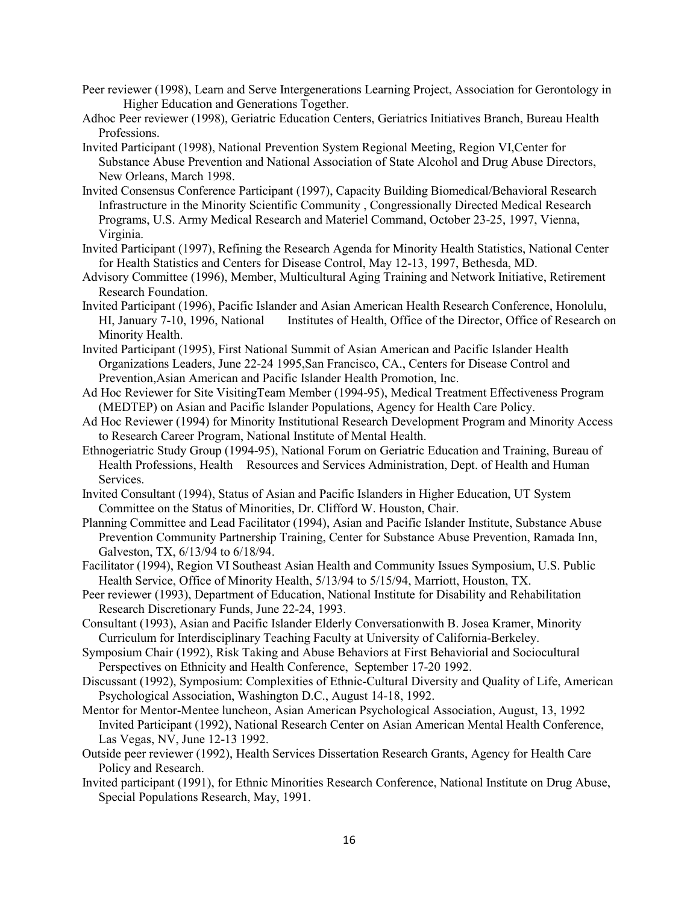Peer reviewer (1998), Learn and Serve Intergenerations Learning Project, Association for Gerontology in Higher Education and Generations Together.

Adhoc Peer reviewer (1998), Geriatric Education Centers, Geriatrics Initiatives Branch, Bureau Health Professions.

Invited Participant (1998), National Prevention System Regional Meeting, Region VI,Center for Substance Abuse Prevention and National Association of State Alcohol and Drug Abuse Directors, New Orleans, March 1998.

Invited Consensus Conference Participant (1997), Capacity Building Biomedical/Behavioral Research Infrastructure in the Minority Scientific Community , Congressionally Directed Medical Research Programs, U.S. Army Medical Research and Materiel Command, October 23-25, 1997, Vienna, Virginia.

Invited Participant (1997), Refining the Research Agenda for Minority Health Statistics, National Center for Health Statistics and Centers for Disease Control, May 12-13, 1997, Bethesda, MD.

Advisory Committee (1996), Member, Multicultural Aging Training and Network Initiative, Retirement Research Foundation.

Invited Participant (1996), Pacific Islander and Asian American Health Research Conference, Honolulu, HI, January 7-10, 1996, National Institutes of Health, Office of the Director, Office of Research on Minority Health.

Invited Participant (1995), First National Summit of Asian American and Pacific Islander Health Organizations Leaders, June 22-24 1995,San Francisco, CA., Centers for Disease Control and Prevention,Asian American and Pacific Islander Health Promotion, Inc.

Ad Hoc Reviewer for Site VisitingTeam Member (1994-95), Medical Treatment Effectiveness Program (MEDTEP) on Asian and Pacific Islander Populations, Agency for Health Care Policy.

Ad Hoc Reviewer (1994) for Minority Institutional Research Development Program and Minority Access to Research Career Program, National Institute of Mental Health.

Ethnogeriatric Study Group (1994-95), National Forum on Geriatric Education and Training, Bureau of Health Professions, Health Resources and Services Administration, Dept. of Health and Human Services.

Invited Consultant (1994), Status of Asian and Pacific Islanders in Higher Education, UT System Committee on the Status of Minorities, Dr. Clifford W. Houston, Chair.

Planning Committee and Lead Facilitator (1994), Asian and Pacific Islander Institute, Substance Abuse Prevention Community Partnership Training, Center for Substance Abuse Prevention, Ramada Inn, Galveston, TX, 6/13/94 to 6/18/94.

Facilitator (1994), Region VI Southeast Asian Health and Community Issues Symposium, U.S. Public Health Service, Office of Minority Health, 5/13/94 to 5/15/94, Marriott, Houston, TX.

Peer reviewer (1993), Department of Education, National Institute for Disability and Rehabilitation Research Discretionary Funds, June 22-24, 1993.

Consultant (1993), Asian and Pacific Islander Elderly Conversationwith B. Josea Kramer, Minority Curriculum for Interdisciplinary Teaching Faculty at University of California-Berkeley.

Symposium Chair (1992), Risk Taking and Abuse Behaviors at First Behaviorial and Sociocultural Perspectives on Ethnicity and Health Conference, September 17-20 1992.

Discussant (1992), Symposium: Complexities of Ethnic-Cultural Diversity and Quality of Life, American Psychological Association, Washington D.C., August 14-18, 1992.

Mentor for Mentor-Mentee luncheon, Asian American Psychological Association, August, 13, 1992 Invited Participant (1992), National Research Center on Asian American Mental Health Conference, Las Vegas, NV, June 12-13 1992.

Outside peer reviewer (1992), Health Services Dissertation Research Grants, Agency for Health Care Policy and Research.

Invited participant (1991), for Ethnic Minorities Research Conference, National Institute on Drug Abuse, Special Populations Research, May, 1991.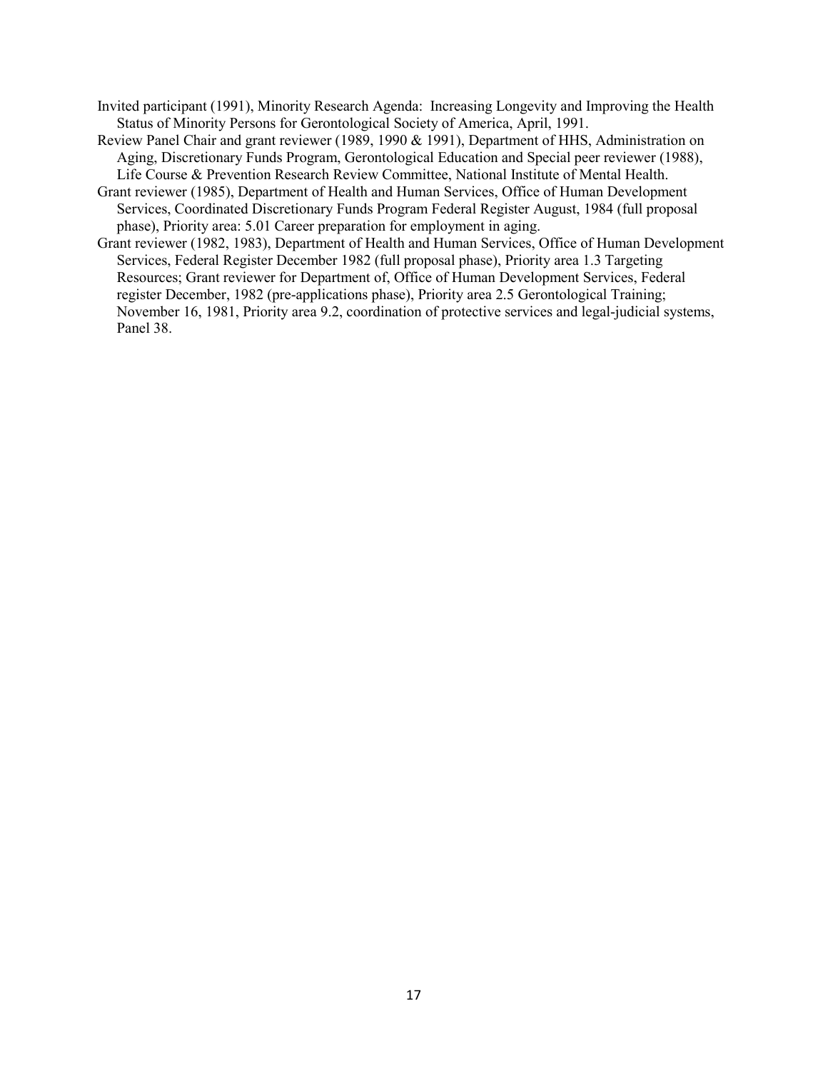Invited participant (1991), Minority Research Agenda: Increasing Longevity and Improving the Health Status of Minority Persons for Gerontological Society of America, April, 1991.

Review Panel Chair and grant reviewer (1989, 1990 & 1991), Department of HHS, Administration on Aging, Discretionary Funds Program, Gerontological Education and Special peer reviewer (1988), Life Course & Prevention Research Review Committee, National Institute of Mental Health.

Grant reviewer (1985), Department of Health and Human Services, Office of Human Development Services, Coordinated Discretionary Funds Program Federal Register August, 1984 (full proposal phase), Priority area: 5.01 Career preparation for employment in aging.

Grant reviewer (1982, 1983), Department of Health and Human Services, Office of Human Development Services, Federal Register December 1982 (full proposal phase), Priority area 1.3 Targeting Resources; Grant reviewer for Department of, Office of Human Development Services, Federal register December, 1982 (pre-applications phase), Priority area 2.5 Gerontological Training; November 16, 1981, Priority area 9.2, coordination of protective services and legal-judicial systems, Panel 38.